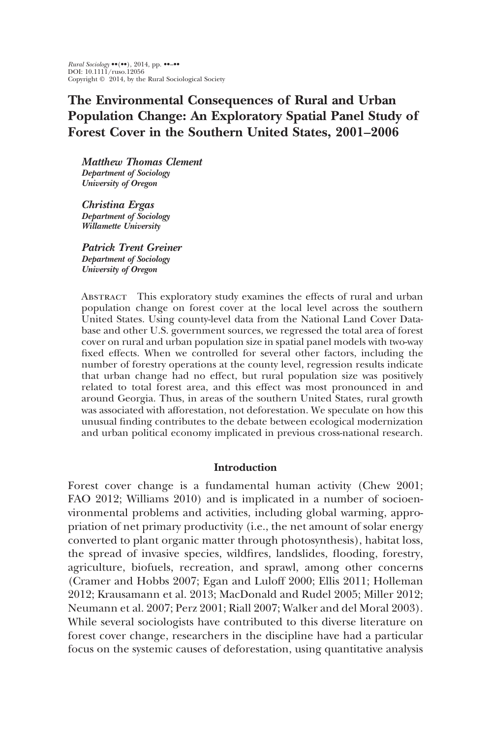# The Environmental Consequences of Rural and Urban Population Change: An Exploratory Spatial Panel Study of Forest Cover in the Southern United States, 2001–2006

***Matthew Thomas Clement***
***Department of Sociology***
***University of Oregon***

***Christina Ergas***
***Department of Sociology***
***Willamette University***

***Patrick Trent Greiner***
***Department of Sociology***
***University of Oregon***

Abstract This exploratory study examines the effects of rural and urban population change on forest cover at the local level across the southern United States. Using county-level data from the National Land Cover Database and other U.S. government sources, we regressed the total area of forest cover on rural and urban population size in spatial panel models with two-way fixed effects. When we controlled for several other factors, including the number of forestry operations at the county level, regression results indicate that urban change had no effect, but rural population size was positively related to total forest area, and this effect was most pronounced in and around Georgia. Thus, in areas of the southern United States, rural growth was associated with afforestation, not deforestation. We speculate on how this unusual finding contributes to the debate between ecological modernization and urban political economy implicated in previous cross-national research.

## Introduction

Forest cover change is a fundamental human activity (Chew 2001; FAO 2012; Williams 2010) and is implicated in a number of socioenvironmental problems and activities, including global warming, appropriation of net primary productivity (i.e., the net amount of solar energy converted to plant organic matter through photosynthesis), habitat loss, the spread of invasive species, wildfires, landslides, flooding, forestry, agriculture, biofuels, recreation, and sprawl, among other concerns (Cramer and Hobbs 2007; Egan and Luloff 2000; Ellis 2011; Holleman 2012; Krausamann et al. 2013; MacDonald and Rudel 2005; Miller 2012; Neumann et al. 2007; Perz 2001; Riall 2007; Walker and del Moral 2003). While several sociologists have contributed to this diverse literature on forest cover change, researchers in the discipline have had a particular focus on the systemic causes of deforestation, using quantitative analysis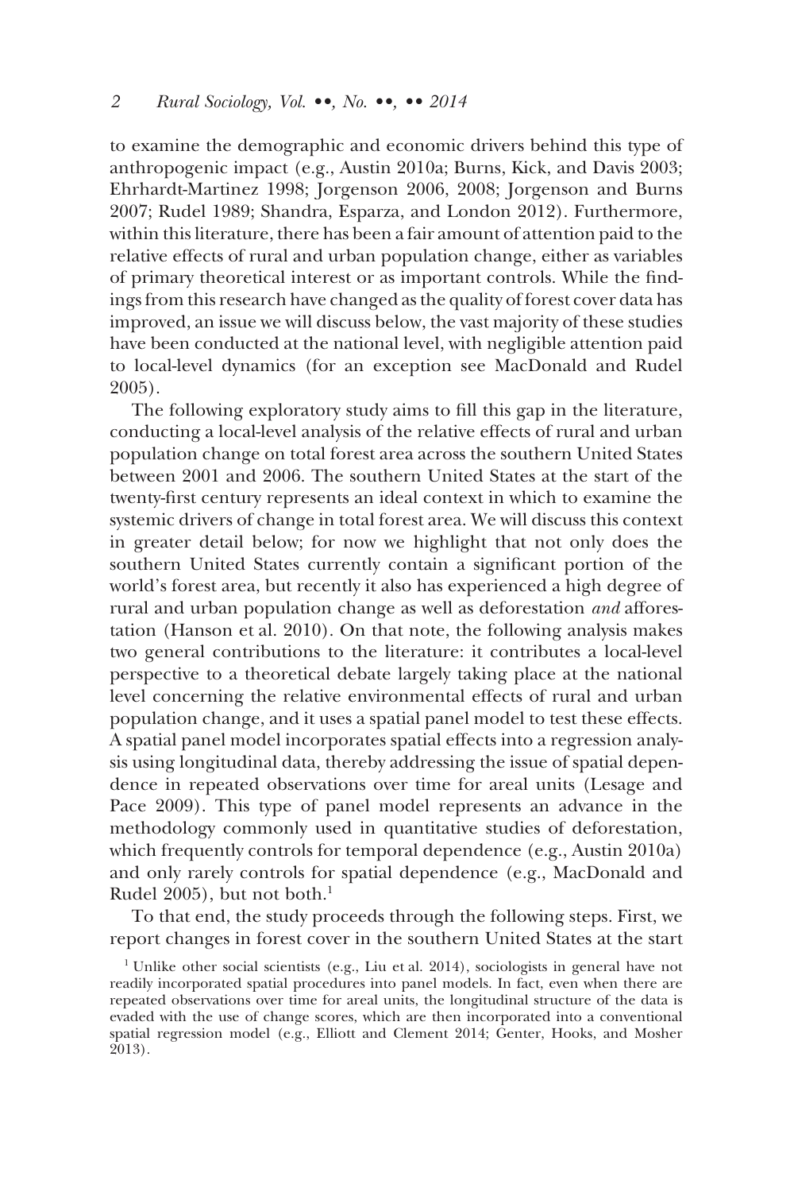to examine the demographic and economic drivers behind this type of anthropogenic impact (e.g., Austin 2010a; Burns, Kick, and Davis 2003; Ehrhardt-Martinez 1998; Jorgenson 2006, 2008; Jorgenson and Burns 2007; Rudel 1989; Shandra, Esparza, and London 2012). Furthermore, within this literature, there has been a fair amount of attention paid to the relative effects of rural and urban population change, either as variables of primary theoretical interest or as important controls. While the findings from this research have changed as the quality of forest cover data has improved, an issue we will discuss below, the vast majority of these studies have been conducted at the national level, with negligible attention paid to local-level dynamics (for an exception see MacDonald and Rudel 2005).

The following exploratory study aims to fill this gap in the literature, conducting a local-level analysis of the relative effects of rural and urban population change on total forest area across the southern United States between 2001 and 2006. The southern United States at the start of the twenty-first century represents an ideal context in which to examine the systemic drivers of change in total forest area. We will discuss this context in greater detail below; for now we highlight that not only does the southern United States currently contain a significant portion of the world's forest area, but recently it also has experienced a high degree of rural and urban population change as well as deforestation *and* afforestation (Hanson et al. 2010). On that note, the following analysis makes two general contributions to the literature: it contributes a local-level perspective to a theoretical debate largely taking place at the national level concerning the relative environmental effects of rural and urban population change, and it uses a spatial panel model to test these effects. A spatial panel model incorporates spatial effects into a regression analysis using longitudinal data, thereby addressing the issue of spatial dependence in repeated observations over time for areal units (Lesage and Pace 2009). This type of panel model represents an advance in the methodology commonly used in quantitative studies of deforestation, which frequently controls for temporal dependence (e.g., Austin 2010a) and only rarely controls for spatial dependence (e.g., MacDonald and Rudel 2005), but not both.[1]

To that end, the study proceeds through the following steps. First, we report changes in forest cover in the southern United States at the start

[1] Unlike other social scientists (e.g., Liu et al. 2014), sociologists in general have not readily incorporated spatial procedures into panel models. In fact, even when there are repeated observations over time for areal units, the longitudinal structure of the data is evaded with the use of change scores, which are then incorporated into a conventional spatial regression model (e.g., Elliott and Clement 2014; Genter, Hooks, and Mosher 2013).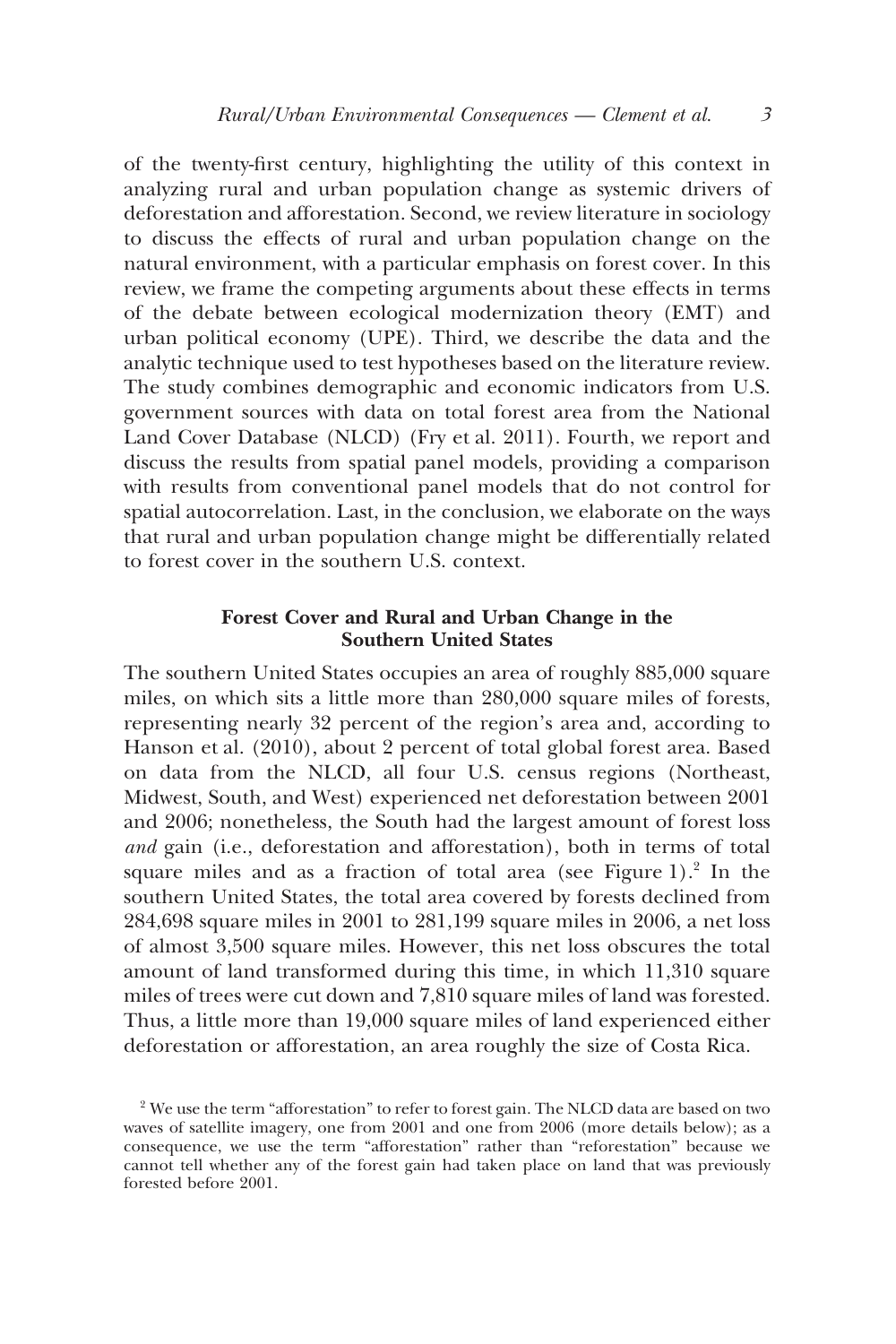of the twenty-first century, highlighting the utility of this context in analyzing rural and urban population change as systemic drivers of deforestation and afforestation. Second, we review literature in sociology to discuss the effects of rural and urban population change on the natural environment, with a particular emphasis on forest cover. In this review, we frame the competing arguments about these effects in terms of the debate between ecological modernization theory (EMT) and urban political economy (UPE). Third, we describe the data and the analytic technique used to test hypotheses based on the literature review. The study combines demographic and economic indicators from U.S. government sources with data on total forest area from the National Land Cover Database (NLCD) (Fry et al. 2011). Fourth, we report and discuss the results from spatial panel models, providing a comparison with results from conventional panel models that do not control for spatial autocorrelation. Last, in the conclusion, we elaborate on the ways that rural and urban population change might be differentially related to forest cover in the southern U.S. context.

## Forest Cover and Rural and Urban Change in the Southern United States

The southern United States occupies an area of roughly 885,000 square miles, on which sits a little more than 280,000 square miles of forests, representing nearly 32 percent of the region's area and, according to Hanson et al. (2010), about 2 percent of total global forest area. Based on data from the NLCD, all four U.S. census regions (Northeast, Midwest, South, and West) experienced net deforestation between 2001 and 2006; nonetheless, the South had the largest amount of forest loss *and* gain (i.e., deforestation and afforestation), both in terms of total square miles and as a fraction of total area (see Figure 1).[2] In the southern United States, the total area covered by forests declined from 284,698 square miles in 2001 to 281,199 square miles in 2006, a net loss of almost 3,500 square miles. However, this net loss obscures the total amount of land transformed during this time, in which 11,310 square miles of trees were cut down and 7,810 square miles of land was forested. Thus, a little more than 19,000 square miles of land experienced either deforestation or afforestation, an area roughly the size of Costa Rica.

[2] We use the term "afforestation" to refer to forest gain. The NLCD data are based on two waves of satellite imagery, one from 2001 and one from 2006 (more details below); as a consequence, we use the term "afforestation" rather than "reforestation" because we cannot tell whether any of the forest gain had taken place on land that was previously forested before 2001.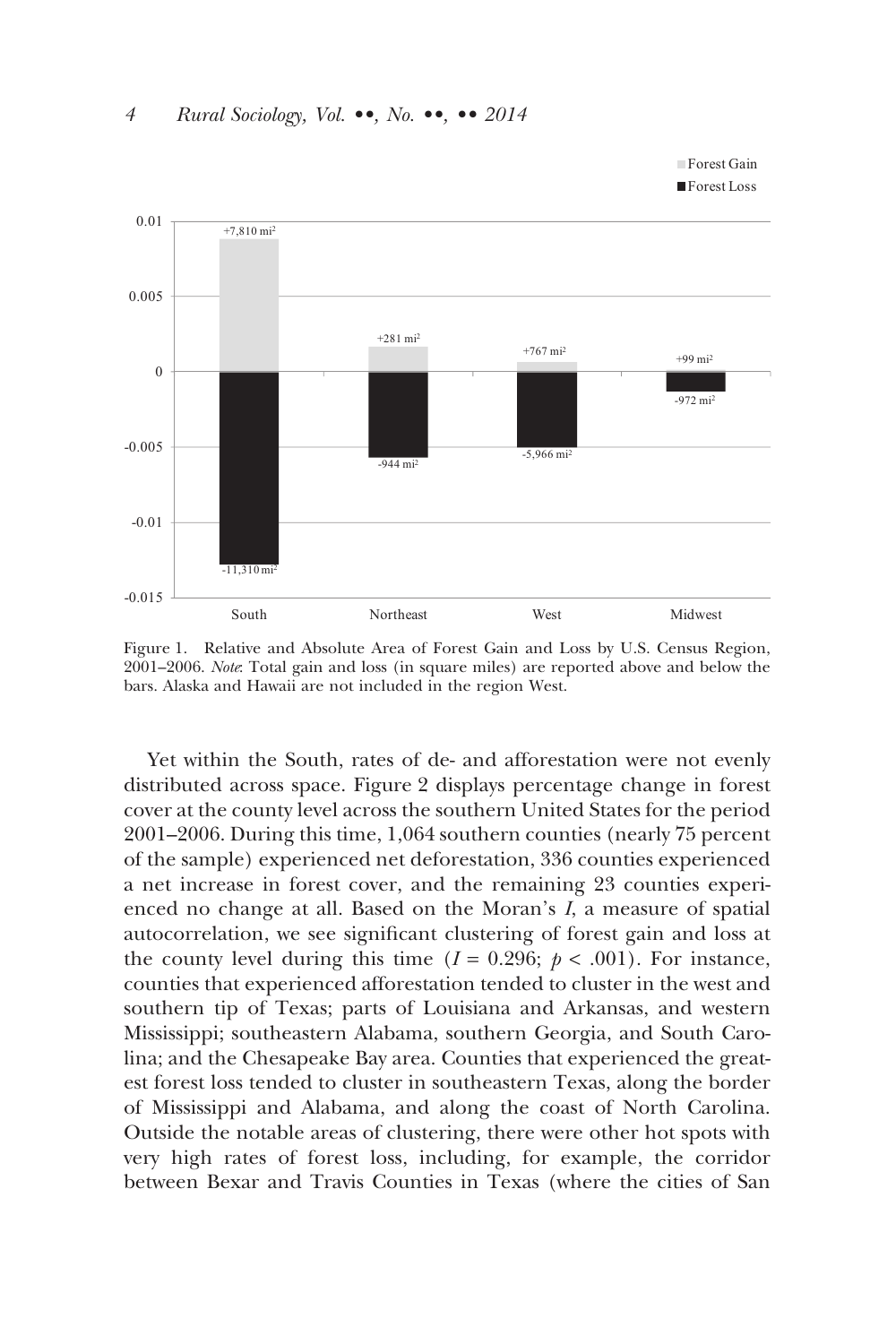Forest Gain

Forest Loss

0.01

0.005

0

-0.005

-0.01

-0.015

+7,810 mi²

-11,310 mi²

+281 mi²

-944 mi²

+767 mi²

-5,966 mi²

+99 mi²

-972 mi²

South

Northeast

West

Midwest

Figure 1. Relative and Absolute Area of Forest Gain and Loss by U.S. Census Region, 2001–2006. *Note*: Total gain and loss (in square miles) are reported above and below the bars. Alaska and Hawaii are not included in the region West.

Yet within the South, rates of de- and afforestation were not evenly distributed across space. Figure 2 displays percentage change in forest cover at the county level across the southern United States for the period 2001–2006. During this time, 1,064 southern counties (nearly 75 percent of the sample) experienced net deforestation, 336 counties experienced a net increase in forest cover, and the remaining 23 counties experienced no change at all. Based on the Moran's *I*, a measure of spatial autocorrelation, we see significant clustering of forest gain and loss at the county level during this time ($I = 0.296$; $p < .001$). For instance, counties that experienced afforestation tended to cluster in the west and southern tip of Texas; parts of Louisiana and Arkansas, and western Mississippi; southeastern Alabama, southern Georgia, and South Carolina; and the Chesapeake Bay area. Counties that experienced the greatest forest loss tended to cluster in southeastern Texas, along the border of Mississippi and Alabama, and along the coast of North Carolina. Outside the notable areas of clustering, there were other hot spots with very high rates of forest loss, including, for example, the corridor between Bexar and Travis Counties in Texas (where the cities of San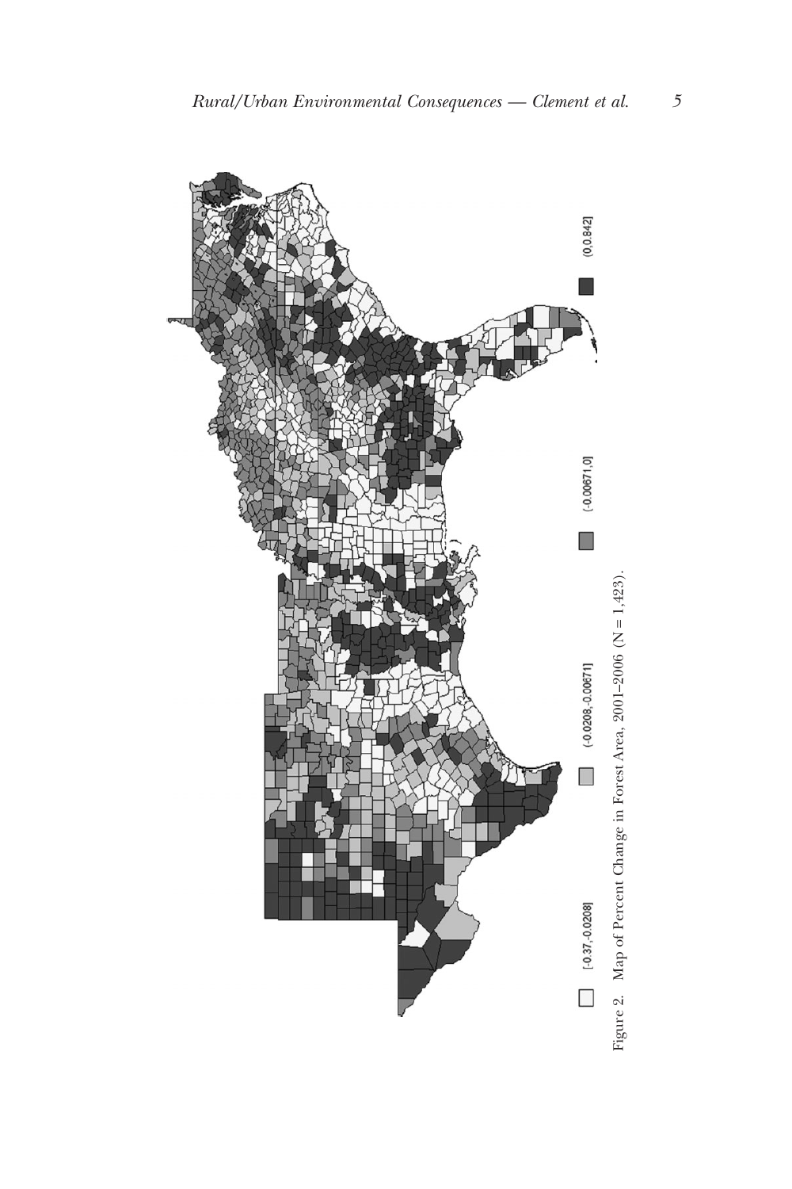[-0.37,-0.0208]

(-0.0208,-0.00671]

(-0.00671,0]

(0,0.842]

Figure 2. Map of Percent Change in Forest Area, 2001–2006 (N = 1,423).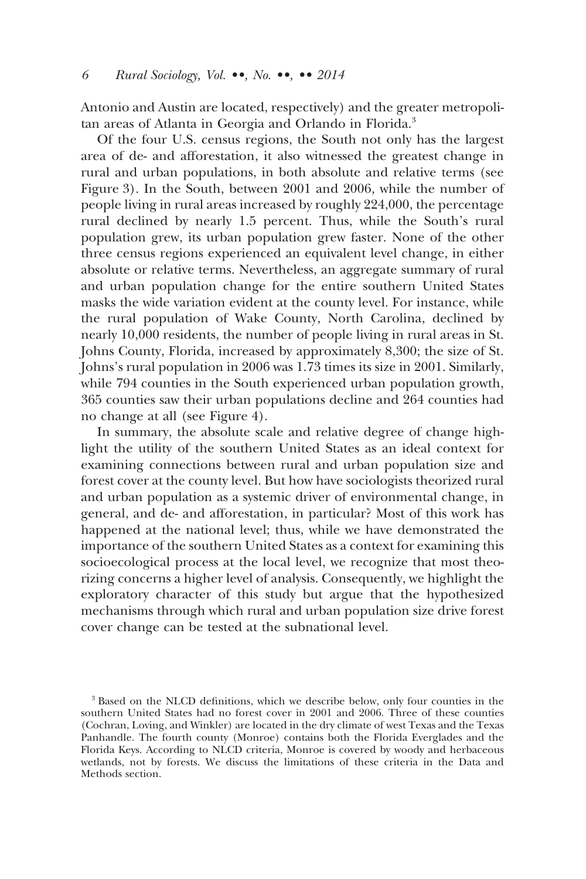Antonio and Austin are located, respectively) and the greater metropolitan areas of Atlanta in Georgia and Orlando in Florida.[3]

Of the four U.S. census regions, the South not only has the largest area of de- and afforestation, it also witnessed the greatest change in rural and urban populations, in both absolute and relative terms (see Figure 3). In the South, between 2001 and 2006, while the number of people living in rural areas increased by roughly 224,000, the percentage rural declined by nearly 1.5 percent. Thus, while the South's rural population grew, its urban population grew faster. None of the other three census regions experienced an equivalent level change, in either absolute or relative terms. Nevertheless, an aggregate summary of rural and urban population change for the entire southern United States masks the wide variation evident at the county level. For instance, while the rural population of Wake County, North Carolina, declined by nearly 10,000 residents, the number of people living in rural areas in St. Johns County, Florida, increased by approximately 8,300; the size of St. Johns's rural population in 2006 was 1.73 times its size in 2001. Similarly, while 794 counties in the South experienced urban population growth, 365 counties saw their urban populations decline and 264 counties had no change at all (see Figure 4).

In summary, the absolute scale and relative degree of change highlight the utility of the southern United States as an ideal context for examining connections between rural and urban population size and forest cover at the county level. But how have sociologists theorized rural and urban population as a systemic driver of environmental change, in general, and de- and afforestation, in particular? Most of this work has happened at the national level; thus, while we have demonstrated the importance of the southern United States as a context for examining this socioecological process at the local level, we recognize that most theorizing concerns a higher level of analysis. Consequently, we highlight the exploratory character of this study but argue that the hypothesized mechanisms through which rural and urban population size drive forest cover change can be tested at the subnational level.

[3] Based on the NLCD definitions, which we describe below, only four counties in the southern United States had no forest cover in 2001 and 2006. Three of these counties (Cochran, Loving, and Winkler) are located in the dry climate of west Texas and the Texas Panhandle. The fourth county (Monroe) contains both the Florida Everglades and the Florida Keys. According to NLCD criteria, Monroe is covered by woody and herbaceous wetlands, not by forests. We discuss the limitations of these criteria in the Data and Methods section.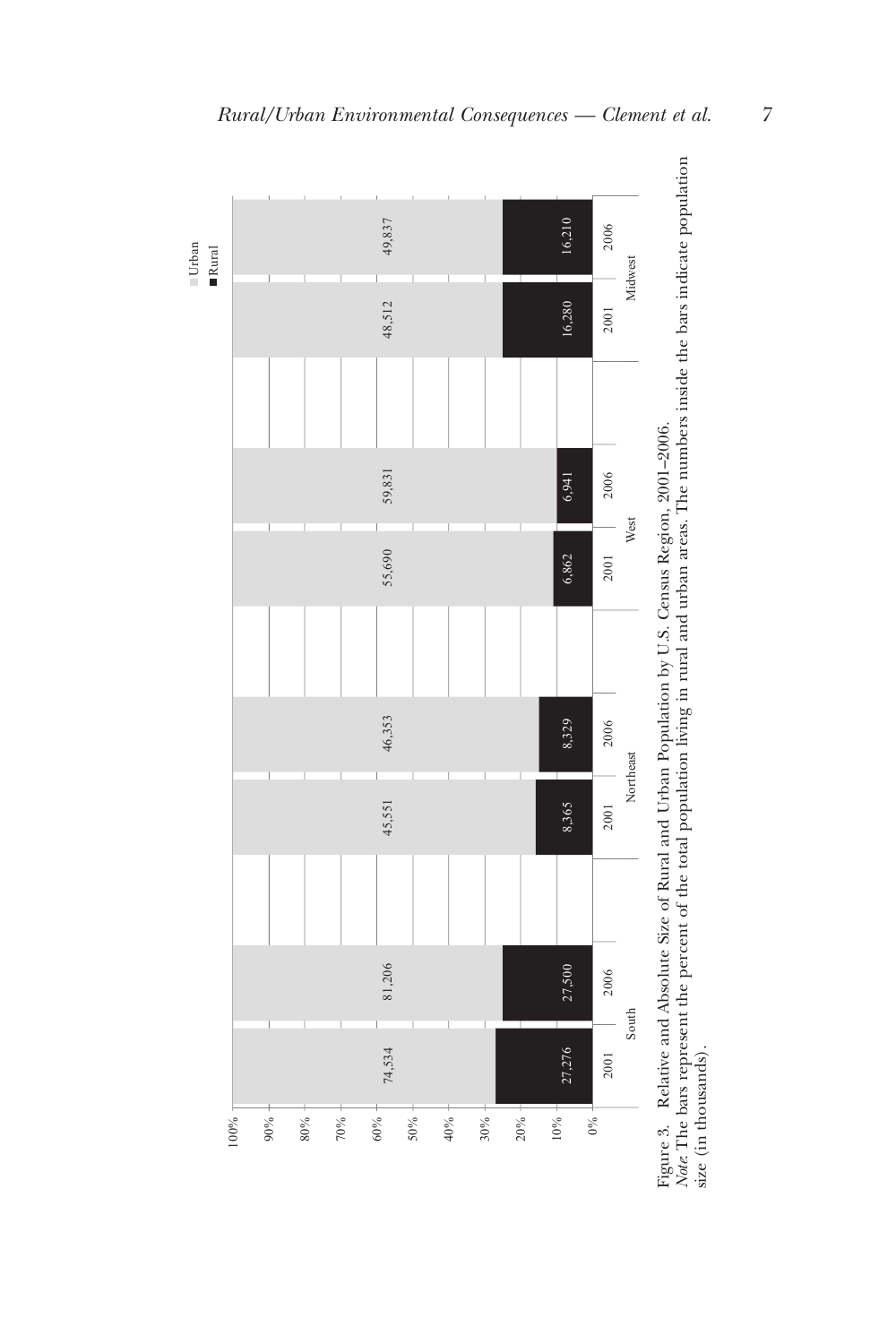100%
90%
80%
70%
60%
50%
40%
30%
20%
10%
0%

Urban
Rural

South: 2001 — 74,534 / 27,276; 2006 — 81,206 / 27,500
Northeast: 2001 — 45,551 / 8,365; 2006 — 46,353 / 8,329
West: 2001 — 55,690 / 6,862; 2006 — 59,831 / 6,941
Midwest: 2001 — 48,512 / 16,280; 2006 — 49,837 / 16,210

Figure 3. Relative and Absolute Size of Rural and Urban Population by U.S. Census Region, 2001–2006.
*Note*: The bars represent the percent of the total population living in rural and urban areas. The numbers inside the bars indicate population size (in thousands).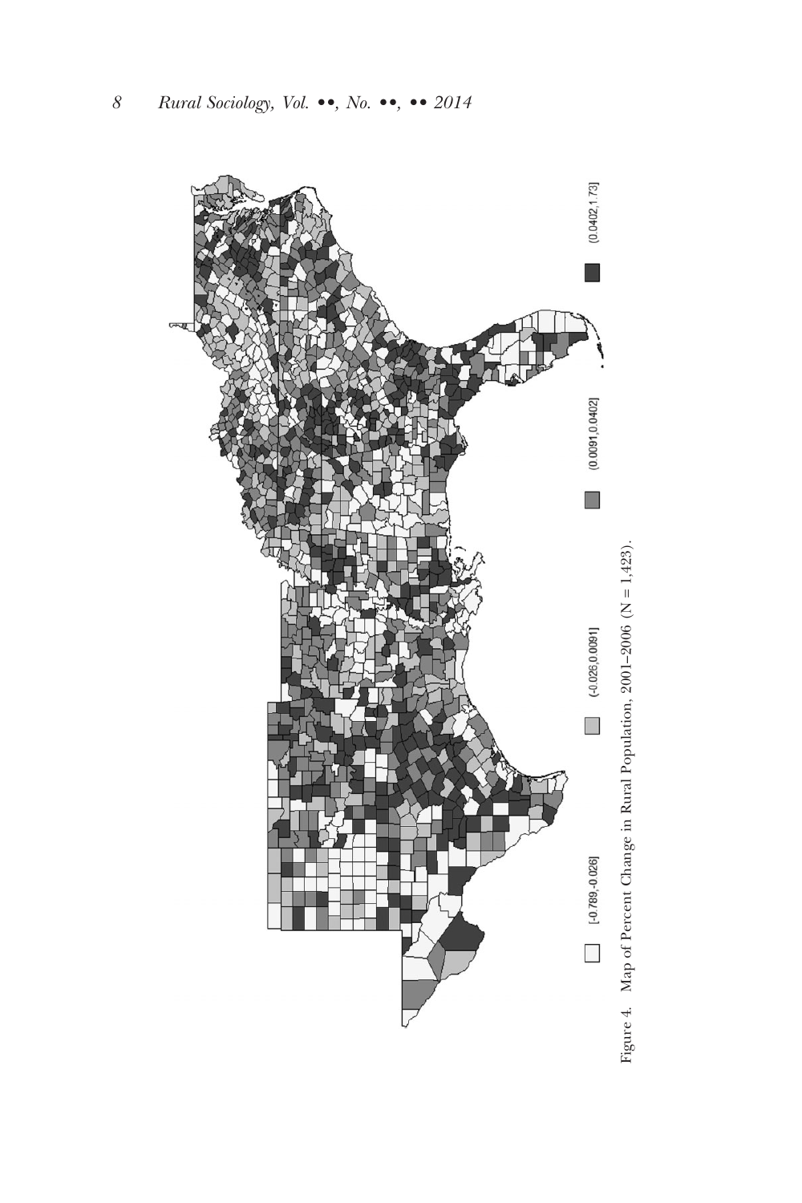[-0.789,-0.026]

(-0.026,0.0091]

(0.0091,0.0402]

(0.0402,1.73]

Figure 4. Map of Percent Change in Rural Population, 2001–2006 (N = 1,423).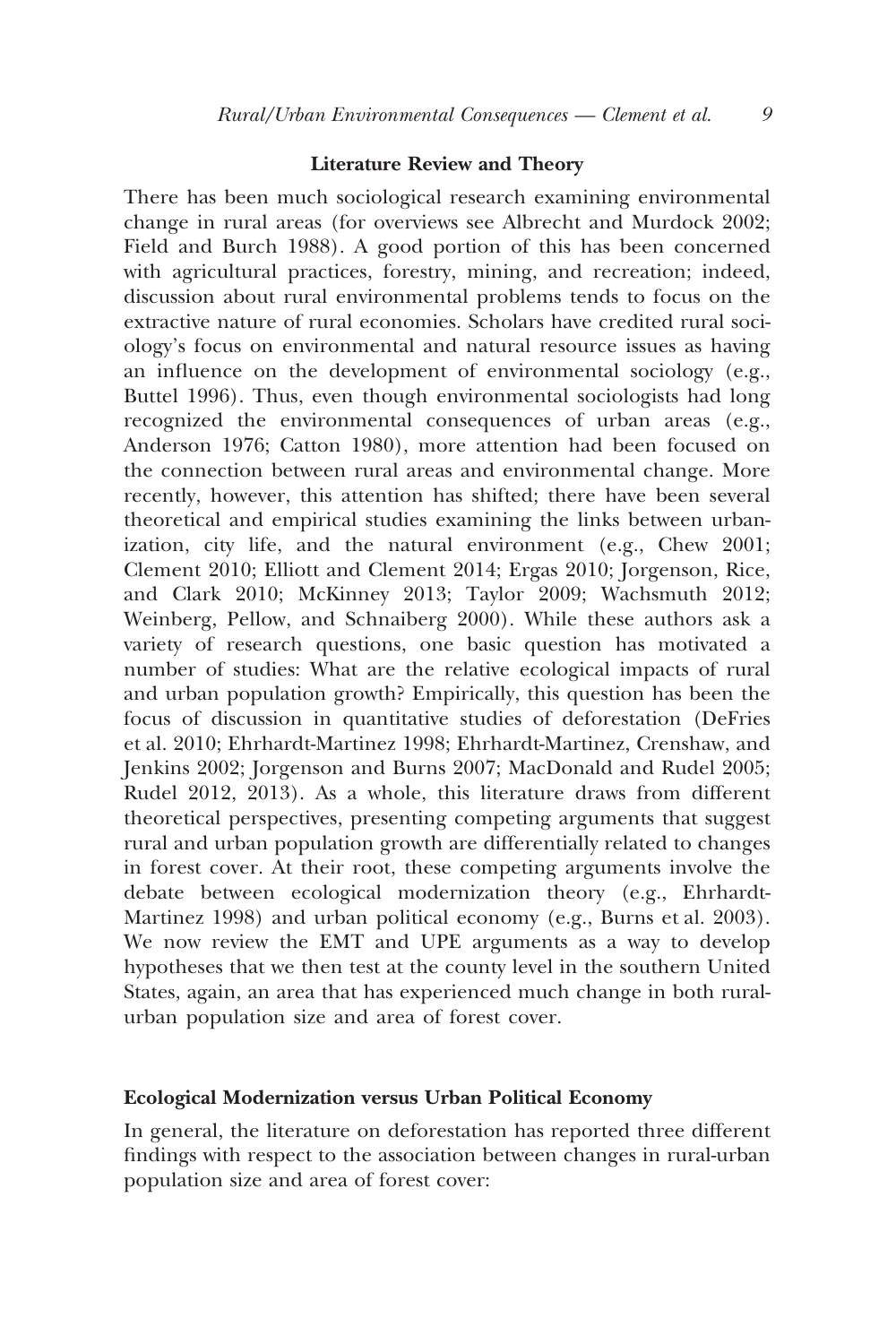## Literature Review and Theory

There has been much sociological research examining environmental change in rural areas (for overviews see Albrecht and Murdock 2002; Field and Burch 1988). A good portion of this has been concerned with agricultural practices, forestry, mining, and recreation; indeed, discussion about rural environmental problems tends to focus on the extractive nature of rural economies. Scholars have credited rural sociology's focus on environmental and natural resource issues as having an influence on the development of environmental sociology (e.g., Buttel 1996). Thus, even though environmental sociologists had long recognized the environmental consequences of urban areas (e.g., Anderson 1976; Catton 1980), more attention had been focused on the connection between rural areas and environmental change. More recently, however, this attention has shifted; there have been several theoretical and empirical studies examining the links between urbanization, city life, and the natural environment (e.g., Chew 2001; Clement 2010; Elliott and Clement 2014; Ergas 2010; Jorgenson, Rice, and Clark 2010; McKinney 2013; Taylor 2009; Wachsmuth 2012; Weinberg, Pellow, and Schnaiberg 2000). While these authors ask a variety of research questions, one basic question has motivated a number of studies: What are the relative ecological impacts of rural and urban population growth? Empirically, this question has been the focus of discussion in quantitative studies of deforestation (DeFries et al. 2010; Ehrhardt-Martinez 1998; Ehrhardt-Martinez, Crenshaw, and Jenkins 2002; Jorgenson and Burns 2007; MacDonald and Rudel 2005; Rudel 2012, 2013). As a whole, this literature draws from different theoretical perspectives, presenting competing arguments that suggest rural and urban population growth are differentially related to changes in forest cover. At their root, these competing arguments involve the debate between ecological modernization theory (e.g., Ehrhardt-Martinez 1998) and urban political economy (e.g., Burns et al. 2003). We now review the EMT and UPE arguments as a way to develop hypotheses that we then test at the county level in the southern United States, again, an area that has experienced much change in both rural-urban population size and area of forest cover.

### Ecological Modernization versus Urban Political Economy

In general, the literature on deforestation has reported three different findings with respect to the association between changes in rural-urban population size and area of forest cover: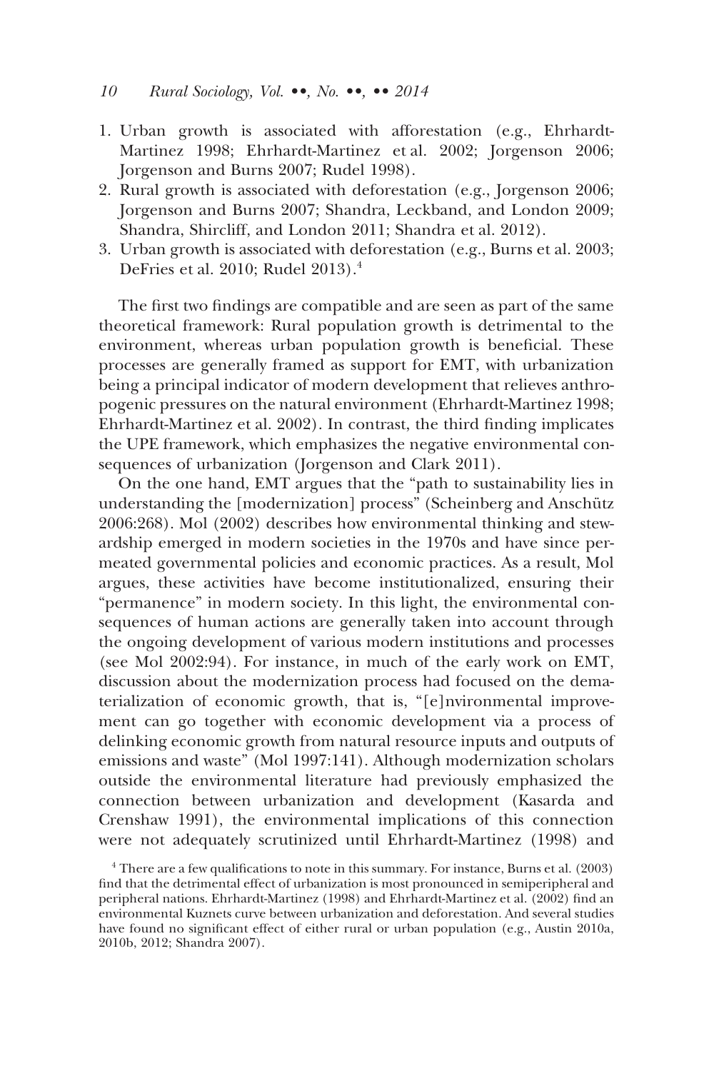1. Urban growth is associated with afforestation (e.g., Ehrhardt-Martinez 1998; Ehrhardt-Martinez et al. 2002; Jorgenson 2006; Jorgenson and Burns 2007; Rudel 1998).
2. Rural growth is associated with deforestation (e.g., Jorgenson 2006; Jorgenson and Burns 2007; Shandra, Leckband, and London 2009; Shandra, Shircliff, and London 2011; Shandra et al. 2012).
3. Urban growth is associated with deforestation (e.g., Burns et al. 2003; DeFries et al. 2010; Rudel 2013).[4]

The first two findings are compatible and are seen as part of the same theoretical framework: Rural population growth is detrimental to the environment, whereas urban population growth is beneficial. These processes are generally framed as support for EMT, with urbanization being a principal indicator of modern development that relieves anthropogenic pressures on the natural environment (Ehrhardt-Martinez 1998; Ehrhardt-Martinez et al. 2002). In contrast, the third finding implicates the UPE framework, which emphasizes the negative environmental consequences of urbanization (Jorgenson and Clark 2011).

On the one hand, EMT argues that the "path to sustainability lies in understanding the [modernization] process" (Scheinberg and Anschütz 2006:268). Mol (2002) describes how environmental thinking and stewardship emerged in modern societies in the 1970s and have since permeated governmental policies and economic practices. As a result, Mol argues, these activities have become institutionalized, ensuring their "permanence" in modern society. In this light, the environmental consequences of human actions are generally taken into account through the ongoing development of various modern institutions and processes (see Mol 2002:94). For instance, in much of the early work on EMT, discussion about the modernization process had focused on the dematerialization of economic growth, that is, "[e]nvironmental improvement can go together with economic development via a process of delinking economic growth from natural resource inputs and outputs of emissions and waste" (Mol 1997:141). Although modernization scholars outside the environmental literature had previously emphasized the connection between urbanization and development (Kasarda and Crenshaw 1991), the environmental implications of this connection were not adequately scrutinized until Ehrhardt-Martinez (1998) and

[4] There are a few qualifications to note in this summary. For instance, Burns et al. (2003) find that the detrimental effect of urbanization is most pronounced in semiperipheral and peripheral nations. Ehrhardt-Martinez (1998) and Ehrhardt-Martinez et al. (2002) find an environmental Kuznets curve between urbanization and deforestation. And several studies have found no significant effect of either rural or urban population (e.g., Austin 2010a, 2010b, 2012; Shandra 2007).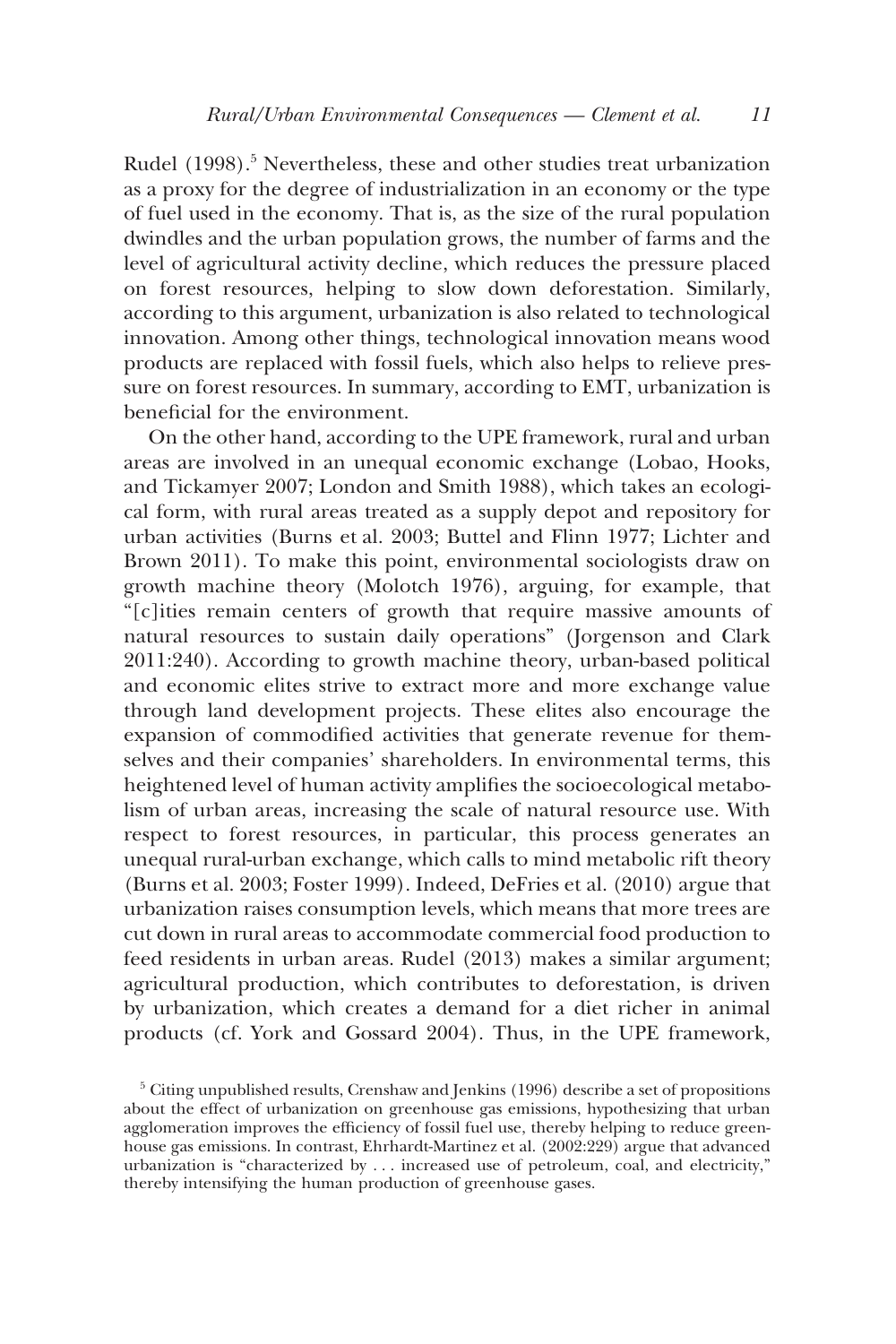Rudel (1998).[5] Nevertheless, these and other studies treat urbanization as a proxy for the degree of industrialization in an economy or the type of fuel used in the economy. That is, as the size of the rural population dwindles and the urban population grows, the number of farms and the level of agricultural activity decline, which reduces the pressure placed on forest resources, helping to slow down deforestation. Similarly, according to this argument, urbanization is also related to technological innovation. Among other things, technological innovation means wood products are replaced with fossil fuels, which also helps to relieve pressure on forest resources. In summary, according to EMT, urbanization is beneficial for the environment.

On the other hand, according to the UPE framework, rural and urban areas are involved in an unequal economic exchange (Lobao, Hooks, and Tickamyer 2007; London and Smith 1988), which takes an ecological form, with rural areas treated as a supply depot and repository for urban activities (Burns et al. 2003; Buttel and Flinn 1977; Lichter and Brown 2011). To make this point, environmental sociologists draw on growth machine theory (Molotch 1976), arguing, for example, that "[c]ities remain centers of growth that require massive amounts of natural resources to sustain daily operations" (Jorgenson and Clark 2011:240). According to growth machine theory, urban-based political and economic elites strive to extract more and more exchange value through land development projects. These elites also encourage the expansion of commodified activities that generate revenue for themselves and their companies' shareholders. In environmental terms, this heightened level of human activity amplifies the socioecological metabolism of urban areas, increasing the scale of natural resource use. With respect to forest resources, in particular, this process generates an unequal rural-urban exchange, which calls to mind metabolic rift theory (Burns et al. 2003; Foster 1999). Indeed, DeFries et al. (2010) argue that urbanization raises consumption levels, which means that more trees are cut down in rural areas to accommodate commercial food production to feed residents in urban areas. Rudel (2013) makes a similar argument; agricultural production, which contributes to deforestation, is driven by urbanization, which creates a demand for a diet richer in animal products (cf. York and Gossard 2004). Thus, in the UPE framework,

[5] Citing unpublished results, Crenshaw and Jenkins (1996) describe a set of propositions about the effect of urbanization on greenhouse gas emissions, hypothesizing that urban agglomeration improves the efficiency of fossil fuel use, thereby helping to reduce greenhouse gas emissions. In contrast, Ehrhardt-Martinez et al. (2002:229) argue that advanced urbanization is "characterized by . . . increased use of petroleum, coal, and electricity," thereby intensifying the human production of greenhouse gases.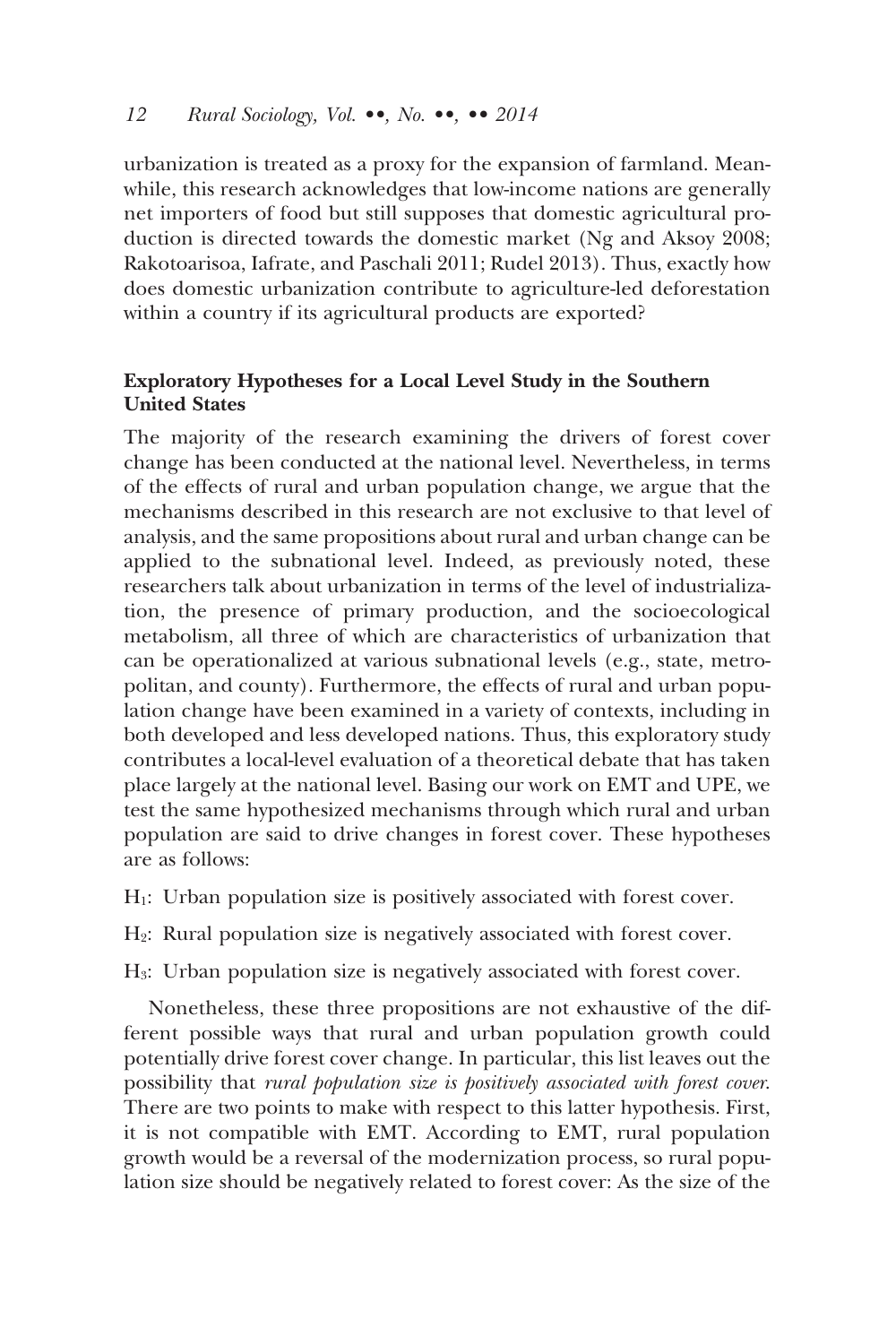urbanization is treated as a proxy for the expansion of farmland. Meanwhile, this research acknowledges that low-income nations are generally net importers of food but still supposes that domestic agricultural production is directed towards the domestic market (Ng and Aksoy 2008; Rakotoarisoa, Iafrate, and Paschali 2011; Rudel 2013). Thus, exactly how does domestic urbanization contribute to agriculture-led deforestation within a country if its agricultural products are exported?

### Exploratory Hypotheses for a Local Level Study in the Southern United States

The majority of the research examining the drivers of forest cover change has been conducted at the national level. Nevertheless, in terms of the effects of rural and urban population change, we argue that the mechanisms described in this research are not exclusive to that level of analysis, and the same propositions about rural and urban change can be applied to the subnational level. Indeed, as previously noted, these researchers talk about urbanization in terms of the level of industrialization, the presence of primary production, and the socioecological metabolism, all three of which are characteristics of urbanization that can be operationalized at various subnational levels (e.g., state, metropolitan, and county). Furthermore, the effects of rural and urban population change have been examined in a variety of contexts, including in both developed and less developed nations. Thus, this exploratory study contributes a local-level evaluation of a theoretical debate that has taken place largely at the national level. Basing our work on EMT and UPE, we test the same hypothesized mechanisms through which rural and urban population are said to drive changes in forest cover. These hypotheses are as follows:

$H_1$: Urban population size is positively associated with forest cover.

$H_2$: Rural population size is negatively associated with forest cover.

$H_3$: Urban population size is negatively associated with forest cover.

Nonetheless, these three propositions are not exhaustive of the different possible ways that rural and urban population growth could potentially drive forest cover change. In particular, this list leaves out the possibility that *rural population size is positively associated with forest cover*. There are two points to make with respect to this latter hypothesis. First, it is not compatible with EMT. According to EMT, rural population growth would be a reversal of the modernization process, so rural population size should be negatively related to forest cover: As the size of the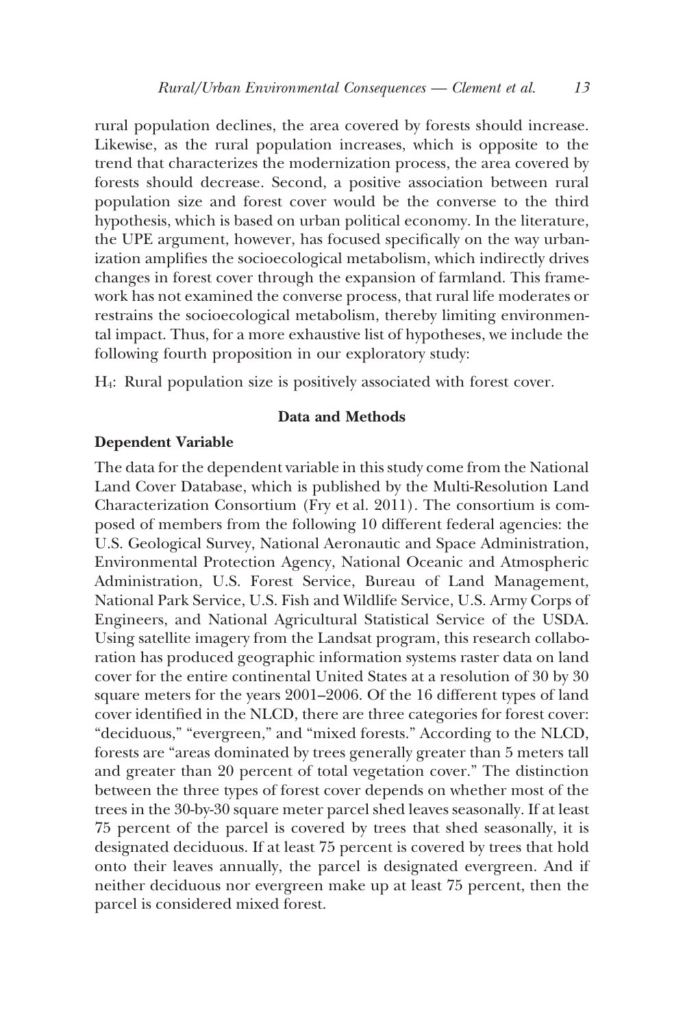rural population declines, the area covered by forests should increase. Likewise, as the rural population increases, which is opposite to the trend that characterizes the modernization process, the area covered by forests should decrease. Second, a positive association between rural population size and forest cover would be the converse to the third hypothesis, which is based on urban political economy. In the literature, the UPE argument, however, has focused specifically on the way urbanization amplifies the socioecological metabolism, which indirectly drives changes in forest cover through the expansion of farmland. This framework has not examined the converse process, that rural life moderates or restrains the socioecological metabolism, thereby limiting environmental impact. Thus, for a more exhaustive list of hypotheses, we include the following fourth proposition in our exploratory study:

$H_4$: Rural population size is positively associated with forest cover.

## Data and Methods

### Dependent Variable

The data for the dependent variable in this study come from the National Land Cover Database, which is published by the Multi-Resolution Land Characterization Consortium (Fry et al. 2011). The consortium is composed of members from the following 10 different federal agencies: the U.S. Geological Survey, National Aeronautic and Space Administration, Environmental Protection Agency, National Oceanic and Atmospheric Administration, U.S. Forest Service, Bureau of Land Management, National Park Service, U.S. Fish and Wildlife Service, U.S. Army Corps of Engineers, and National Agricultural Statistical Service of the USDA. Using satellite imagery from the Landsat program, this research collaboration has produced geographic information systems raster data on land cover for the entire continental United States at a resolution of 30 by 30 square meters for the years 2001–2006. Of the 16 different types of land cover identified in the NLCD, there are three categories for forest cover: "deciduous," "evergreen," and "mixed forests." According to the NLCD, forests are "areas dominated by trees generally greater than 5 meters tall and greater than 20 percent of total vegetation cover." The distinction between the three types of forest cover depends on whether most of the trees in the 30-by-30 square meter parcel shed leaves seasonally. If at least 75 percent of the parcel is covered by trees that shed seasonally, it is designated deciduous. If at least 75 percent is covered by trees that hold onto their leaves annually, the parcel is designated evergreen. And if neither deciduous nor evergreen make up at least 75 percent, then the parcel is considered mixed forest.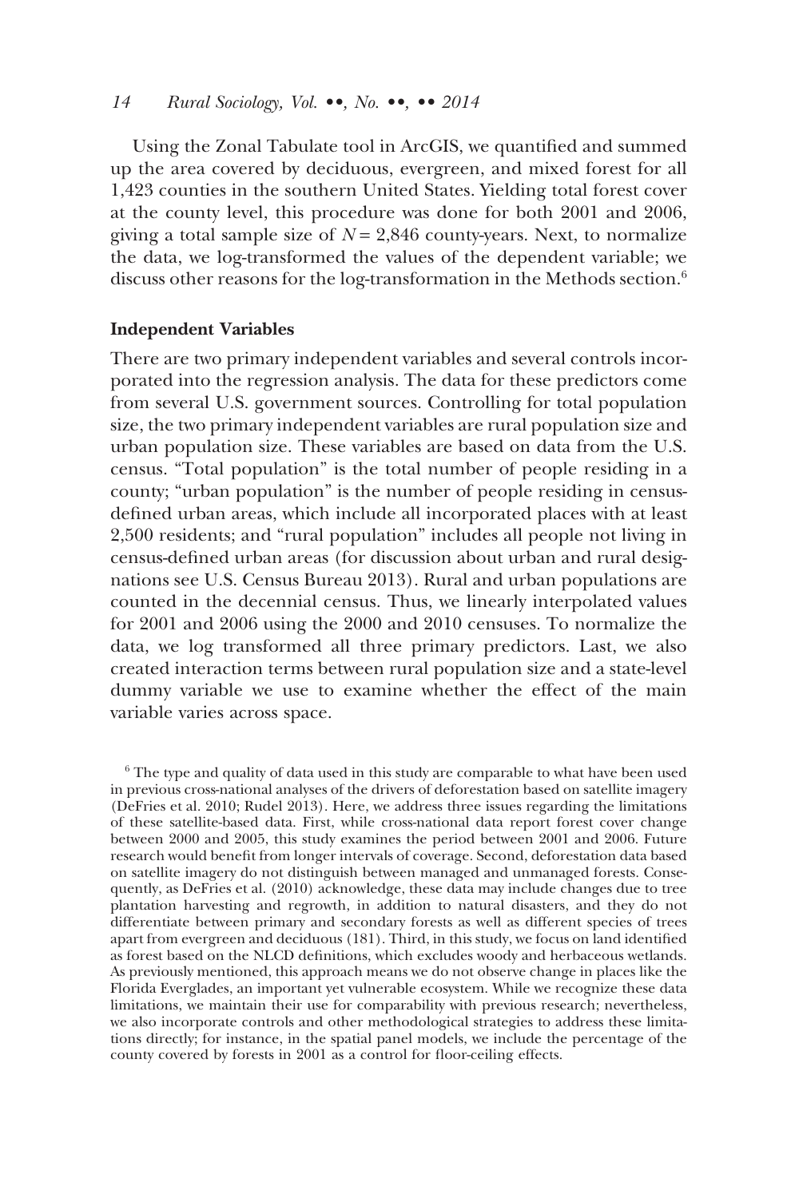Using the Zonal Tabulate tool in ArcGIS, we quantified and summed up the area covered by deciduous, evergreen, and mixed forest for all 1,423 counties in the southern United States. Yielding total forest cover at the county level, this procedure was done for both 2001 and 2006, giving a total sample size of $N = 2,846$ county-years. Next, to normalize the data, we log-transformed the values of the dependent variable; we discuss other reasons for the log-transformation in the Methods section.[6]

### Independent Variables

There are two primary independent variables and several controls incorporated into the regression analysis. The data for these predictors come from several U.S. government sources. Controlling for total population size, the two primary independent variables are rural population size and urban population size. These variables are based on data from the U.S. census. "Total population" is the total number of people residing in a county; "urban population" is the number of people residing in census-defined urban areas, which include all incorporated places with at least 2,500 residents; and "rural population" includes all people not living in census-defined urban areas (for discussion about urban and rural designations see U.S. Census Bureau 2013). Rural and urban populations are counted in the decennial census. Thus, we linearly interpolated values for 2001 and 2006 using the 2000 and 2010 censuses. To normalize the data, we log transformed all three primary predictors. Last, we also created interaction terms between rural population size and a state-level dummy variable we use to examine whether the effect of the main variable varies across space.

[6] The type and quality of data used in this study are comparable to what have been used in previous cross-national analyses of the drivers of deforestation based on satellite imagery (DeFries et al. 2010; Rudel 2013). Here, we address three issues regarding the limitations of these satellite-based data. First, while cross-national data report forest cover change between 2000 and 2005, this study examines the period between 2001 and 2006. Future research would benefit from longer intervals of coverage. Second, deforestation data based on satellite imagery do not distinguish between managed and unmanaged forests. Consequently, as DeFries et al. (2010) acknowledge, these data may include changes due to tree plantation harvesting and regrowth, in addition to natural disasters, and they do not differentiate between primary and secondary forests as well as different species of trees apart from evergreen and deciduous (181). Third, in this study, we focus on land identified as forest based on the NLCD definitions, which excludes woody and herbaceous wetlands. As previously mentioned, this approach means we do not observe change in places like the Florida Everglades, an important yet vulnerable ecosystem. While we recognize these data limitations, we maintain their use for comparability with previous research; nevertheless, we also incorporate controls and other methodological strategies to address these limitations directly; for instance, in the spatial panel models, we include the percentage of the county covered by forests in 2001 as a control for floor-ceiling effects.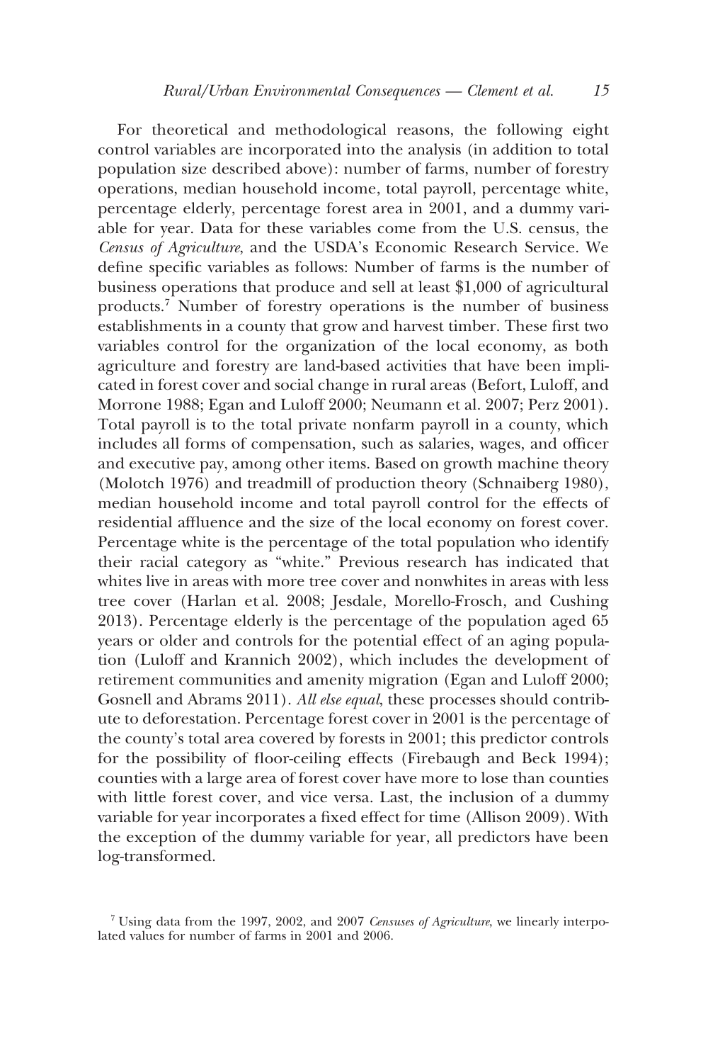For theoretical and methodological reasons, the following eight control variables are incorporated into the analysis (in addition to total population size described above): number of farms, number of forestry operations, median household income, total payroll, percentage white, percentage elderly, percentage forest area in 2001, and a dummy variable for year. Data for these variables come from the U.S. census, the *Census of Agriculture*, and the USDA's Economic Research Service. We define specific variables as follows: Number of farms is the number of business operations that produce and sell at least $1,000 of agricultural products.[7] Number of forestry operations is the number of business establishments in a county that grow and harvest timber. These first two variables control for the organization of the local economy, as both agriculture and forestry are land-based activities that have been implicated in forest cover and social change in rural areas (Befort, Luloff, and Morrone 1988; Egan and Luloff 2000; Neumann et al. 2007; Perz 2001). Total payroll is to the total private nonfarm payroll in a county, which includes all forms of compensation, such as salaries, wages, and officer and executive pay, among other items. Based on growth machine theory (Molotch 1976) and treadmill of production theory (Schnaiberg 1980), median household income and total payroll control for the effects of residential affluence and the size of the local economy on forest cover. Percentage white is the percentage of the total population who identify their racial category as "white." Previous research has indicated that whites live in areas with more tree cover and nonwhites in areas with less tree cover (Harlan et al. 2008; Jesdale, Morello-Frosch, and Cushing 2013). Percentage elderly is the percentage of the population aged 65 years or older and controls for the potential effect of an aging population (Luloff and Krannich 2002), which includes the development of retirement communities and amenity migration (Egan and Luloff 2000; Gosnell and Abrams 2011). *All else equal*, these processes should contribute to deforestation. Percentage forest cover in 2001 is the percentage of the county's total area covered by forests in 2001; this predictor controls for the possibility of floor-ceiling effects (Firebaugh and Beck 1994); counties with a large area of forest cover have more to lose than counties with little forest cover, and vice versa. Last, the inclusion of a dummy variable for year incorporates a fixed effect for time (Allison 2009). With the exception of the dummy variable for year, all predictors have been log-transformed.

[7] Using data from the 1997, 2002, and 2007 *Censuses of Agriculture*, we linearly interpolated values for number of farms in 2001 and 2006.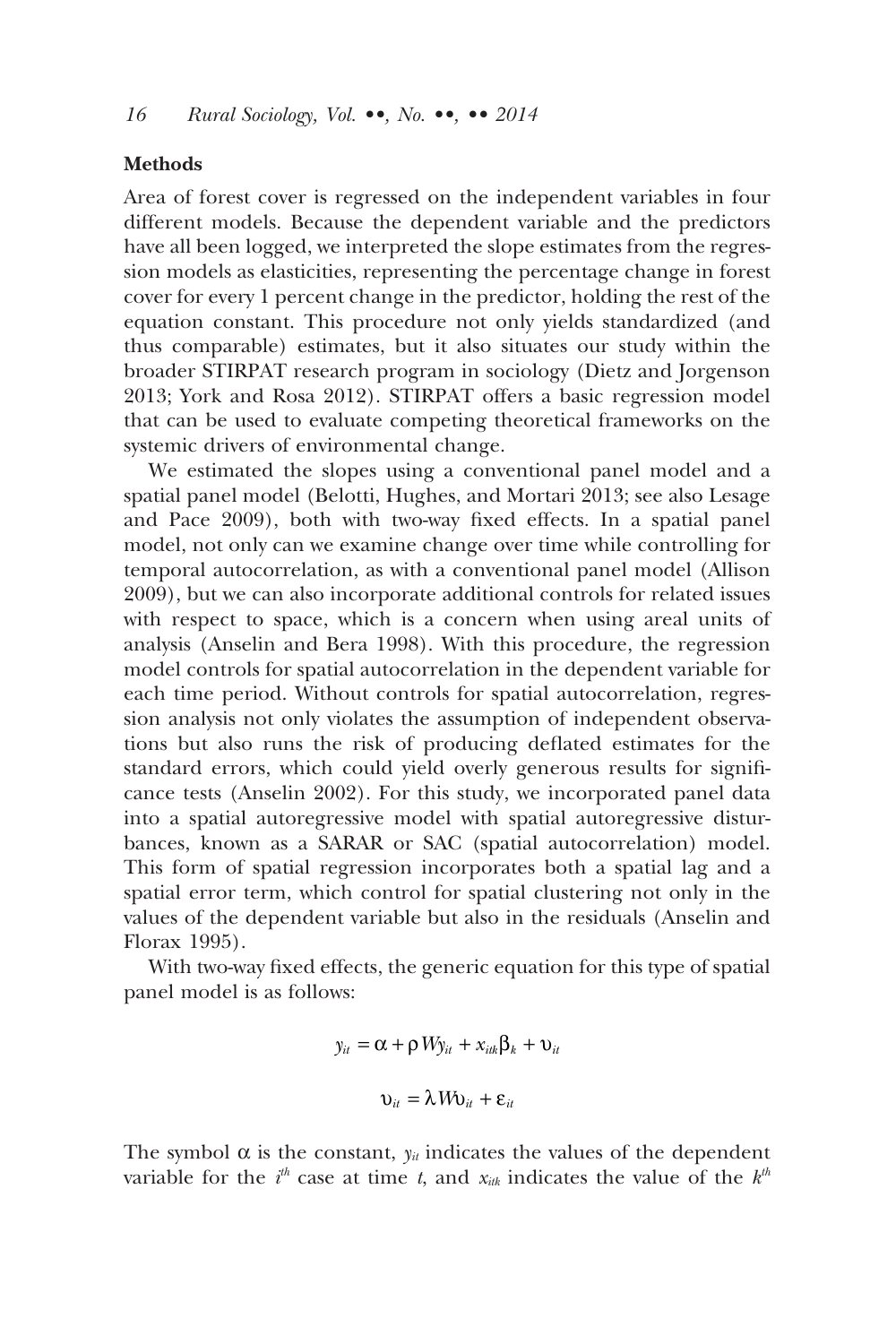### Methods

Area of forest cover is regressed on the independent variables in four different models. Because the dependent variable and the predictors have all been logged, we interpreted the slope estimates from the regression models as elasticities, representing the percentage change in forest cover for every 1 percent change in the predictor, holding the rest of the equation constant. This procedure not only yields standardized (and thus comparable) estimates, but it also situates our study within the broader STIRPAT research program in sociology (Dietz and Jorgenson 2013; York and Rosa 2012). STIRPAT offers a basic regression model that can be used to evaluate competing theoretical frameworks on the systemic drivers of environmental change.

We estimated the slopes using a conventional panel model and a spatial panel model (Belotti, Hughes, and Mortari 2013; see also Lesage and Pace 2009), both with two-way fixed effects. In a spatial panel model, not only can we examine change over time while controlling for temporal autocorrelation, as with a conventional panel model (Allison 2009), but we can also incorporate additional controls for related issues with respect to space, which is a concern when using areal units of analysis (Anselin and Bera 1998). With this procedure, the regression model controls for spatial autocorrelation in the dependent variable for each time period. Without controls for spatial autocorrelation, regression analysis not only violates the assumption of independent observations but also runs the risk of producing deflated estimates for the standard errors, which could yield overly generous results for significance tests (Anselin 2002). For this study, we incorporated panel data into a spatial autoregressive model with spatial autoregressive disturbances, known as a SARAR or SAC (spatial autocorrelation) model. This form of spatial regression incorporates both a spatial lag and a spatial error term, which control for spatial clustering not only in the values of the dependent variable but also in the residuals (Anselin and Florax 1995).

With two-way fixed effects, the generic equation for this type of spatial panel model is as follows:

$$y_{it} = \alpha + \rho W y_{it} + x_{itk}\beta_k + \upsilon_{it}$$

$$\upsilon_{it} = \lambda W \upsilon_{it} + \varepsilon_{it}$$

The symbol $\alpha$ is the constant, $y_{it}$ indicates the values of the dependent variable for the $i^{th}$ case at time $t$, and $x_{itk}$ indicates the value of the $k^{th}$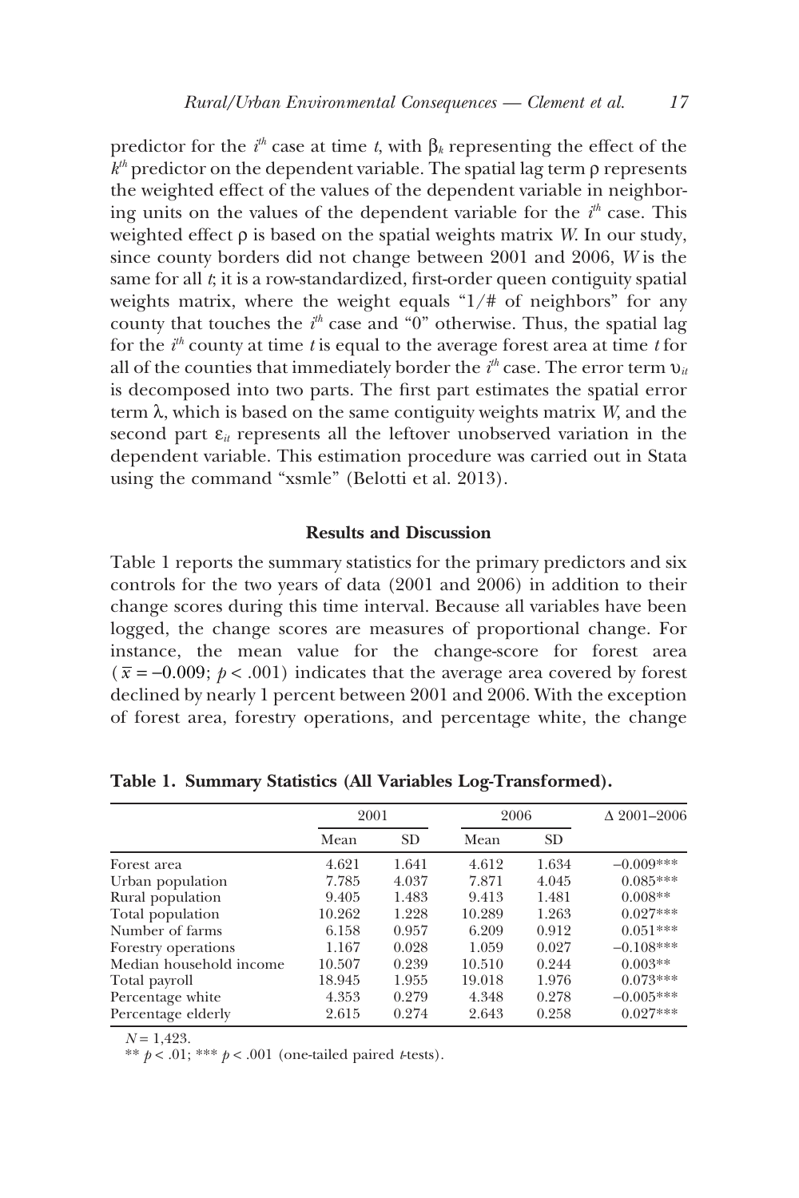predictor for the $i^{th}$ case at time $t$, with $\beta_k$ representing the effect of the $k^{th}$ predictor on the dependent variable. The spatial lag term $\rho$ represents the weighted effect of the values of the dependent variable in neighboring units on the values of the dependent variable for the $i^{th}$ case. This weighted effect $\rho$ is based on the spatial weights matrix $W$. In our study, since county borders did not change between 2001 and 2006, $W$ is the same for all $t$; it is a row-standardized, first-order queen contiguity spatial weights matrix, where the weight equals "1/# of neighbors" for any county that touches the $i^{th}$ case and "0" otherwise. Thus, the spatial lag for the $i^{th}$ county at time $t$ is equal to the average forest area at time $t$ for all of the counties that immediately border the $i^{th}$ case. The error term $\upsilon_{it}$ is decomposed into two parts. The first part estimates the spatial error term $\lambda$, which is based on the same contiguity weights matrix $W$, and the second part $\varepsilon_{it}$ represents all the leftover unobserved variation in the dependent variable. This estimation procedure was carried out in Stata using the command "xsmle" (Belotti et al. 2013).

## Results and Discussion

Table 1 reports the summary statistics for the primary predictors and six controls for the two years of data (2001 and 2006) in addition to their change scores during this time interval. Because all variables have been logged, the change scores are measures of proportional change. For instance, the mean value for the change-score for forest area ($\bar{x} = -0.009$; $p < .001$) indicates that the average area covered by forest declined by nearly 1 percent between 2001 and 2006. With the exception of forest area, forestry operations, and percentage white, the change

**Table 1. Summary Statistics (All Variables Log-Transformed).**

| | 2001 | | 2006 | | Δ 2001–2006 |
|---|---|---|---|---|---|
| | Mean | SD | Mean | SD | |
| Forest area | 4.621 | 1.641 | 4.612 | 1.634 | −0.009*** |
| Urban population | 7.785 | 4.037 | 7.871 | 4.045 | 0.085*** |
| Rural population | 9.405 | 1.483 | 9.413 | 1.481 | 0.008** |
| Total population | 10.262 | 1.228 | 10.289 | 1.263 | 0.027*** |
| Number of farms | 6.158 | 0.957 | 6.209 | 0.912 | 0.051*** |
| Forestry operations | 1.167 | 0.028 | 1.059 | 0.027 | −0.108*** |
| Median household income | 10.507 | 0.239 | 10.510 | 0.244 | 0.003** |
| Total payroll | 18.945 | 1.955 | 19.018 | 1.976 | 0.073*** |
| Percentage white | 4.353 | 0.279 | 4.348 | 0.278 | −0.005*** |
| Percentage elderly | 2.615 | 0.274 | 2.643 | 0.258 | 0.027*** |

$N = 1{,}423$.

** $p < .01$; *** $p < .001$ (one-tailed paired $t$-tests).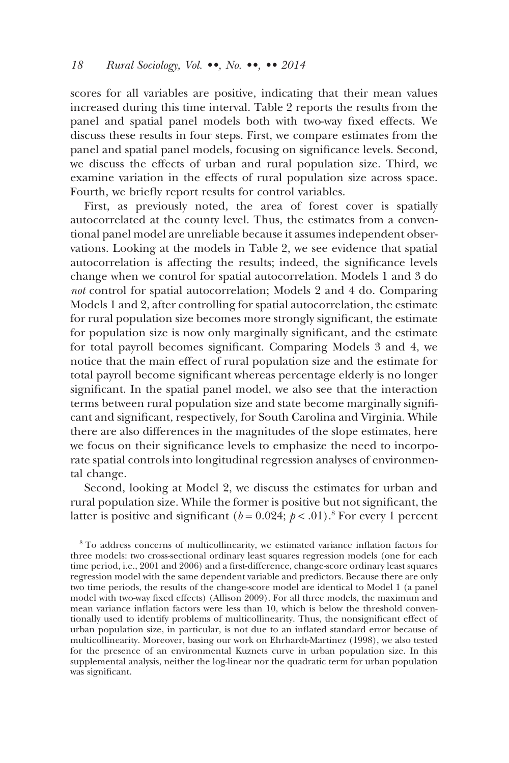scores for all variables are positive, indicating that their mean values increased during this time interval. Table 2 reports the results from the panel and spatial panel models both with two-way fixed effects. We discuss these results in four steps. First, we compare estimates from the panel and spatial panel models, focusing on significance levels. Second, we discuss the effects of urban and rural population size. Third, we examine variation in the effects of rural population size across space. Fourth, we briefly report results for control variables.

First, as previously noted, the area of forest cover is spatially autocorrelated at the county level. Thus, the estimates from a conventional panel model are unreliable because it assumes independent observations. Looking at the models in Table 2, we see evidence that spatial autocorrelation is affecting the results; indeed, the significance levels change when we control for spatial autocorrelation. Models 1 and 3 do *not* control for spatial autocorrelation; Models 2 and 4 do. Comparing Models 1 and 2, after controlling for spatial autocorrelation, the estimate for rural population size becomes more strongly significant, the estimate for population size is now only marginally significant, and the estimate for total payroll becomes significant. Comparing Models 3 and 4, we notice that the main effect of rural population size and the estimate for total payroll become significant whereas percentage elderly is no longer significant. In the spatial panel model, we also see that the interaction terms between rural population size and state become marginally significant and significant, respectively, for South Carolina and Virginia. While there are also differences in the magnitudes of the slope estimates, here we focus on their significance levels to emphasize the need to incorporate spatial controls into longitudinal regression analyses of environmental change.

Second, looking at Model 2, we discuss the estimates for urban and rural population size. While the former is positive but not significant, the latter is positive and significant ($b = 0.024$; $p < .01$).[8] For every 1 percent

[8] To address concerns of multicollinearity, we estimated variance inflation factors for three models: two cross-sectional ordinary least squares regression models (one for each time period, i.e., 2001 and 2006) and a first-difference, change-score ordinary least squares regression model with the same dependent variable and predictors. Because there are only two time periods, the results of the change-score model are identical to Model 1 (a panel model with two-way fixed effects) (Allison 2009). For all three models, the maximum and mean variance inflation factors were less than 10, which is below the threshold conventionally used to identify problems of multicollinearity. Thus, the nonsignificant effect of urban population size, in particular, is not due to an inflated standard error because of multicollinearity. Moreover, basing our work on Ehrhardt-Martinez (1998), we also tested for the presence of an environmental Kuznets curve in urban population size. In this supplemental analysis, neither the log-linear nor the quadratic term for urban population was significant.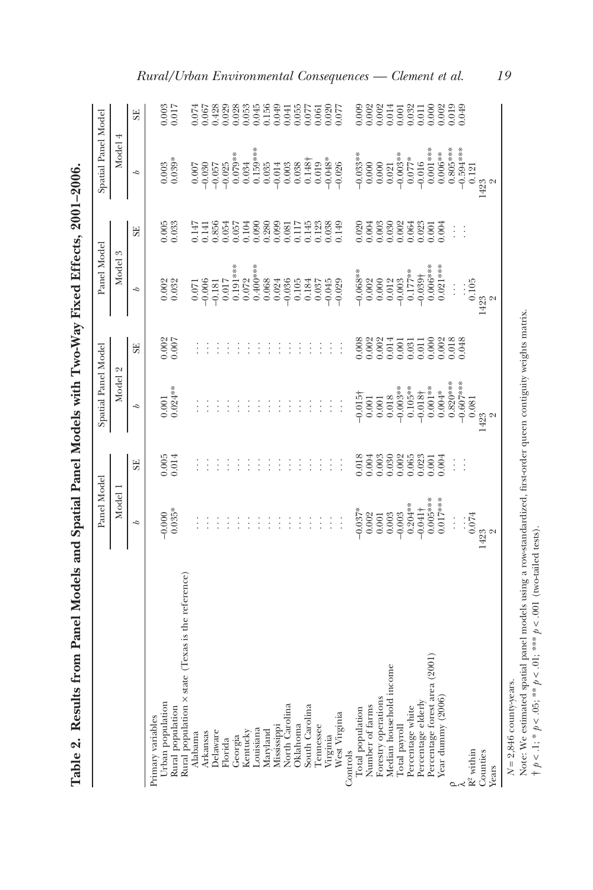# Table 2. Results from Panel Models and Spatial Panel Models with Two-Way Fixed Effects, 2001–2006.

| | Panel Model | | Spatial Panel Model | | Panel Model | | Spatial Panel Model | |
|---|---|---|---|---|---|---|---|---|
| | Model 1 | | Model 2 | | Model 3 | | Model 4 | |
| | *b* | SE | *b* | SE | *b* | SE | *b* | SE |
| Primary variables | | | | | | | | |
| Urban population | −0.000 | 0.005 | 0.001 | 0.002 | 0.002 | 0.005 | 0.003 | 0.003 |
| Rural population | 0.035* | 0.014 | 0.024** | 0.007 | 0.032 | 0.033 | 0.039* | 0.017 |
| Rural population × state (Texas is the reference) | | | | | | | | |
| Alabama | … | … | … | … | 0.071 | 0.147 | 0.007 | 0.074 |
| Arkansas | … | … | … | … | −0.006 | 0.141 | −0.030 | 0.067 |
| Delaware | … | … | … | … | −0.181 | 0.856 | −0.057 | 0.428 |
| Florida | … | … | … | … | 0.017 | 0.054 | −0.025 | 0.029 |
| Georgia | … | … | … | … | 0.191*** | 0.057 | 0.079** | 0.028 |
| Kentucky | … | … | … | … | 0.072 | 0.104 | 0.034 | 0.053 |
| Louisiana | … | … | … | … | 0.400*** | 0.090 | 0.159*** | 0.045 |
| Maryland | … | … | … | … | 0.068 | 0.280 | 0.035 | 0.156 |
| Mississippi | … | … | … | … | 0.024 | 0.099 | −0.014 | 0.049 |
| North Carolina | … | … | … | … | −0.036 | 0.081 | 0.003 | 0.041 |
| Oklahoma | … | … | … | … | 0.105 | 0.117 | 0.038 | 0.055 |
| South Carolina | … | … | … | … | 0.184 | 0.145 | 0.148† | 0.077 |
| Tennessee | … | … | … | … | 0.037 | 0.123 | 0.019 | 0.061 |
| Virginia | … | … | … | … | −0.045 | 0.038 | −0.048* | 0.020 |
| West Virginia | … | … | … | … | −0.029 | 0.149 | −0.026 | 0.077 |
| Controls | | | | | | | | |
| Total population | −0.037* | 0.018 | −0.015† | 0.008 | −0.068** | 0.020 | −0.033** | 0.009 |
| Number of farms | 0.002 | 0.004 | 0.001 | 0.002 | 0.002 | 0.004 | 0.000 | 0.002 |
| Forestry operations | 0.001 | 0.003 | 0.001 | 0.002 | 0.000 | 0.003 | 0.000 | 0.002 |
| Median household income | 0.003 | 0.030 | 0.018 | 0.014 | 0.012 | 0.030 | 0.021 | 0.014 |
| Total payroll | −0.003 | 0.002 | −0.003** | 0.001 | −0.003 | 0.002 | −0.003** | 0.001 |
| Percentage white | 0.204** | 0.065 | 0.105** | 0.031 | 0.177** | 0.064 | 0.077* | 0.032 |
| Percentage elderly | −0.041† | 0.023 | −0.018† | 0.011 | −0.039† | 0.023 | −0.016 | 0.011 |
| Percentage forest area (2001) | 0.005*** | 0.001 | 0.001** | 0.000 | 0.006*** | 0.001 | 0.001*** | 0.000 |
| Year dummy (2006) | 0.017*** | 0.004 | 0.004* | 0.002 | 0.021*** | 0.004 | 0.006** | 0.002 |
| ρ | … | … | 0.820*** | 0.018 | … | … | 0.805*** | 0.019 |
| λ | … | … | −0.607*** | 0.048 | … | … | −0.594*** | 0.049 |
| $R^2$ within | 0.074 | | 0.081 | | 0.105 | | 0.121 | |
| Counties | 1423 | | 1423 | | 1423 | | 1423 | |
| Years | 2 | | 2 | | 2 | | 2 | |

$N$ = 2,846 county-years.

Note: We estimated spatial panel models using a row-standardized, first-order queen contiguity weights matrix.

† $p < .1$; * $p < .05$; ** $p < .01$; *** $p < .001$ (two-tailed tests).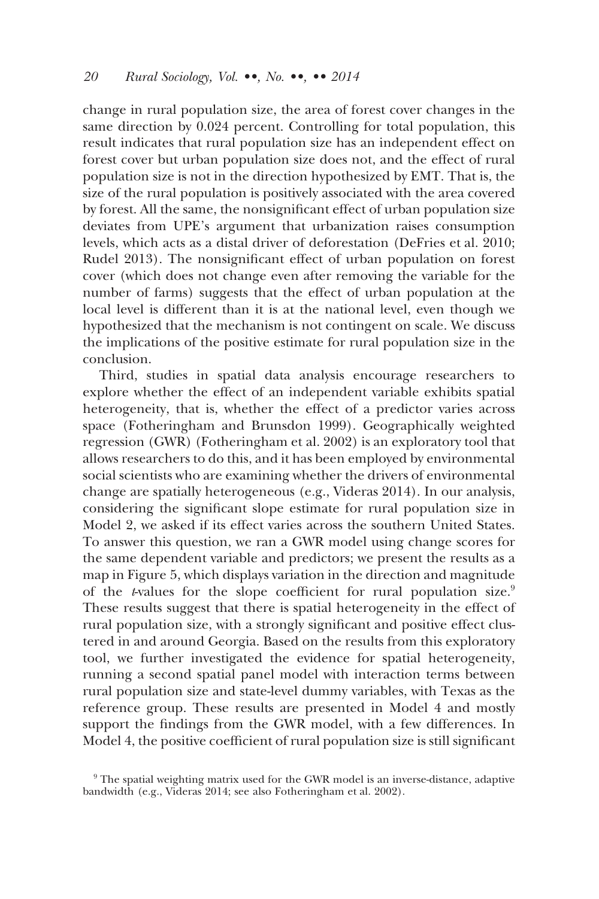change in rural population size, the area of forest cover changes in the same direction by 0.024 percent. Controlling for total population, this result indicates that rural population size has an independent effect on forest cover but urban population size does not, and the effect of rural population size is not in the direction hypothesized by EMT. That is, the size of the rural population is positively associated with the area covered by forest. All the same, the nonsignificant effect of urban population size deviates from UPE's argument that urbanization raises consumption levels, which acts as a distal driver of deforestation (DeFries et al. 2010; Rudel 2013). The nonsignificant effect of urban population on forest cover (which does not change even after removing the variable for the number of farms) suggests that the effect of urban population at the local level is different than it is at the national level, even though we hypothesized that the mechanism is not contingent on scale. We discuss the implications of the positive estimate for rural population size in the conclusion.

Third, studies in spatial data analysis encourage researchers to explore whether the effect of an independent variable exhibits spatial heterogeneity, that is, whether the effect of a predictor varies across space (Fotheringham and Brunsdon 1999). Geographically weighted regression (GWR) (Fotheringham et al. 2002) is an exploratory tool that allows researchers to do this, and it has been employed by environmental social scientists who are examining whether the drivers of environmental change are spatially heterogeneous (e.g., Videras 2014). In our analysis, considering the significant slope estimate for rural population size in Model 2, we asked if its effect varies across the southern United States. To answer this question, we ran a GWR model using change scores for the same dependent variable and predictors; we present the results as a map in Figure 5, which displays variation in the direction and magnitude of the *t*-values for the slope coefficient for rural population size.[9] These results suggest that there is spatial heterogeneity in the effect of rural population size, with a strongly significant and positive effect clustered in and around Georgia. Based on the results from this exploratory tool, we further investigated the evidence for spatial heterogeneity, running a second spatial panel model with interaction terms between rural population size and state-level dummy variables, with Texas as the reference group. These results are presented in Model 4 and mostly support the findings from the GWR model, with a few differences. In Model 4, the positive coefficient of rural population size is still significant

[9] The spatial weighting matrix used for the GWR model is an inverse-distance, adaptive bandwidth (e.g., Videras 2014; see also Fotheringham et al. 2002).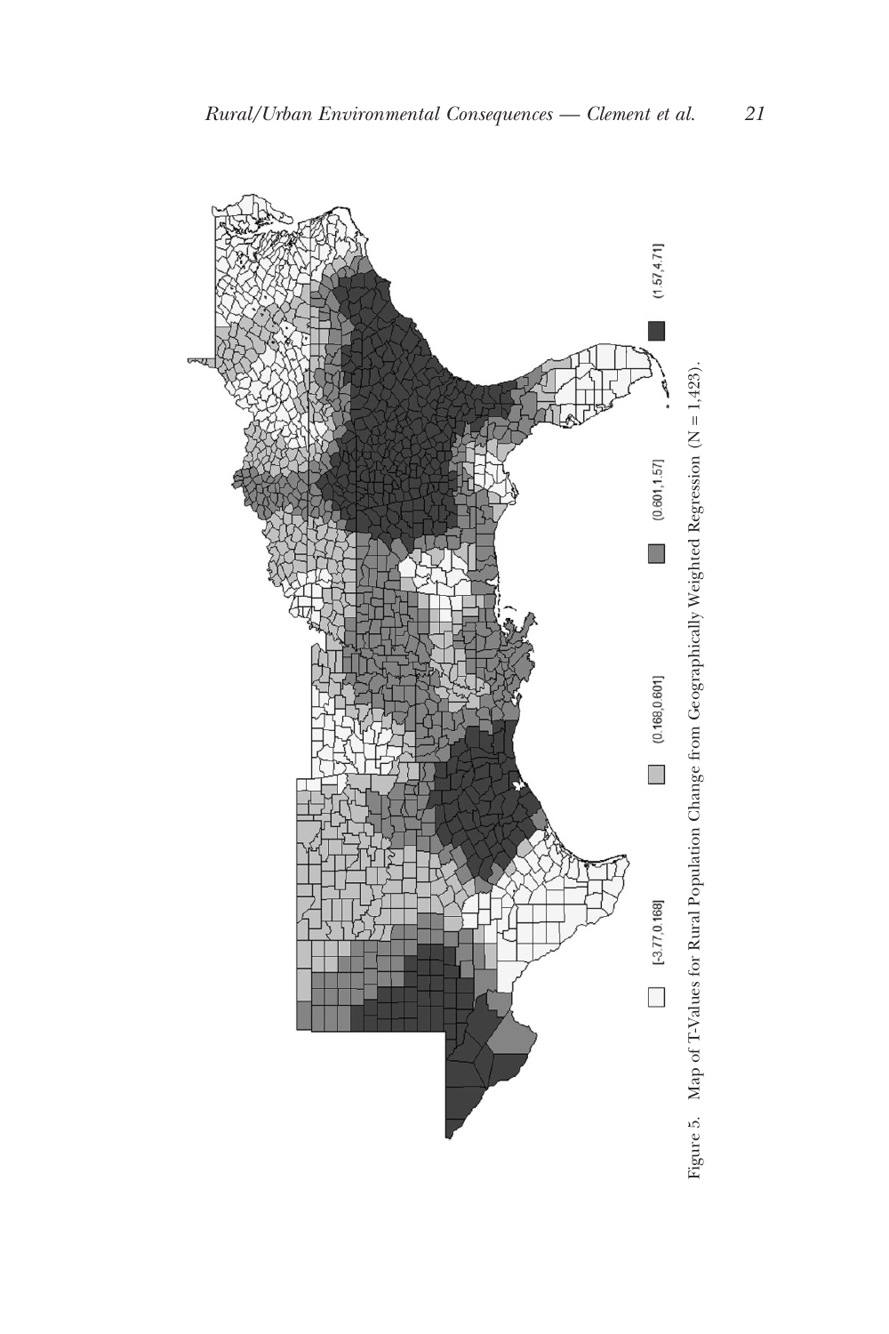[-3.77,0.168]

(0.168,0.601]

(0.601,1.57]

(1.57,4.71]

Figure 5. Map of T-Values for Rural Population Change from Geographically Weighted Regression (N = 1,423).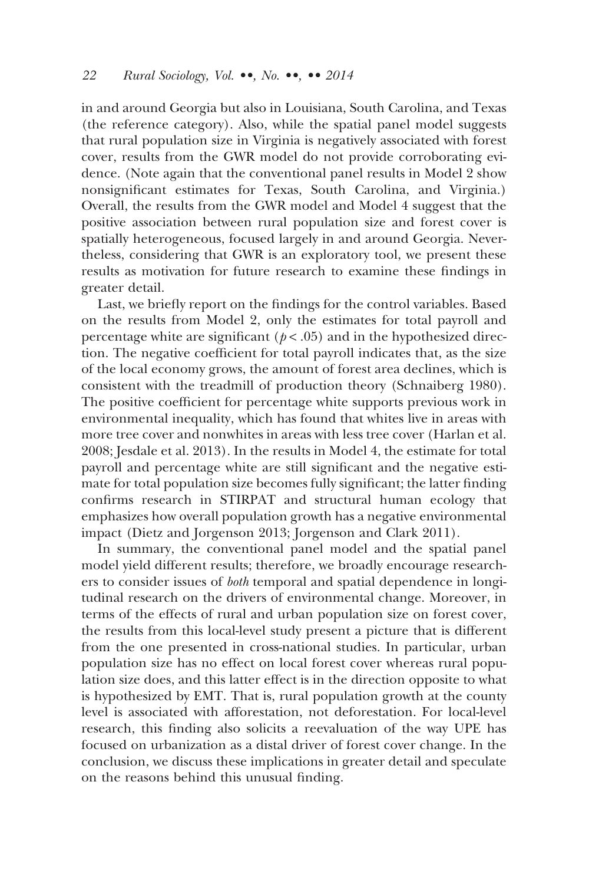in and around Georgia but also in Louisiana, South Carolina, and Texas (the reference category). Also, while the spatial panel model suggests that rural population size in Virginia is negatively associated with forest cover, results from the GWR model do not provide corroborating evidence. (Note again that the conventional panel results in Model 2 show nonsignificant estimates for Texas, South Carolina, and Virginia.) Overall, the results from the GWR model and Model 4 suggest that the positive association between rural population size and forest cover is spatially heterogeneous, focused largely in and around Georgia. Nevertheless, considering that GWR is an exploratory tool, we present these results as motivation for future research to examine these findings in greater detail.

Last, we briefly report on the findings for the control variables. Based on the results from Model 2, only the estimates for total payroll and percentage white are significant ($p < .05$) and in the hypothesized direction. The negative coefficient for total payroll indicates that, as the size of the local economy grows, the amount of forest area declines, which is consistent with the treadmill of production theory (Schnaiberg 1980). The positive coefficient for percentage white supports previous work in environmental inequality, which has found that whites live in areas with more tree cover and nonwhites in areas with less tree cover (Harlan et al. 2008; Jesdale et al. 2013). In the results in Model 4, the estimate for total payroll and percentage white are still significant and the negative estimate for total population size becomes fully significant; the latter finding confirms research in STIRPAT and structural human ecology that emphasizes how overall population growth has a negative environmental impact (Dietz and Jorgenson 2013; Jorgenson and Clark 2011).

In summary, the conventional panel model and the spatial panel model yield different results; therefore, we broadly encourage researchers to consider issues of *both* temporal and spatial dependence in longitudinal research on the drivers of environmental change. Moreover, in terms of the effects of rural and urban population size on forest cover, the results from this local-level study present a picture that is different from the one presented in cross-national studies. In particular, urban population size has no effect on local forest cover whereas rural population size does, and this latter effect is in the direction opposite to what is hypothesized by EMT. That is, rural population growth at the county level is associated with afforestation, not deforestation. For local-level research, this finding also solicits a reevaluation of the way UPE has focused on urbanization as a distal driver of forest cover change. In the conclusion, we discuss these implications in greater detail and speculate on the reasons behind this unusual finding.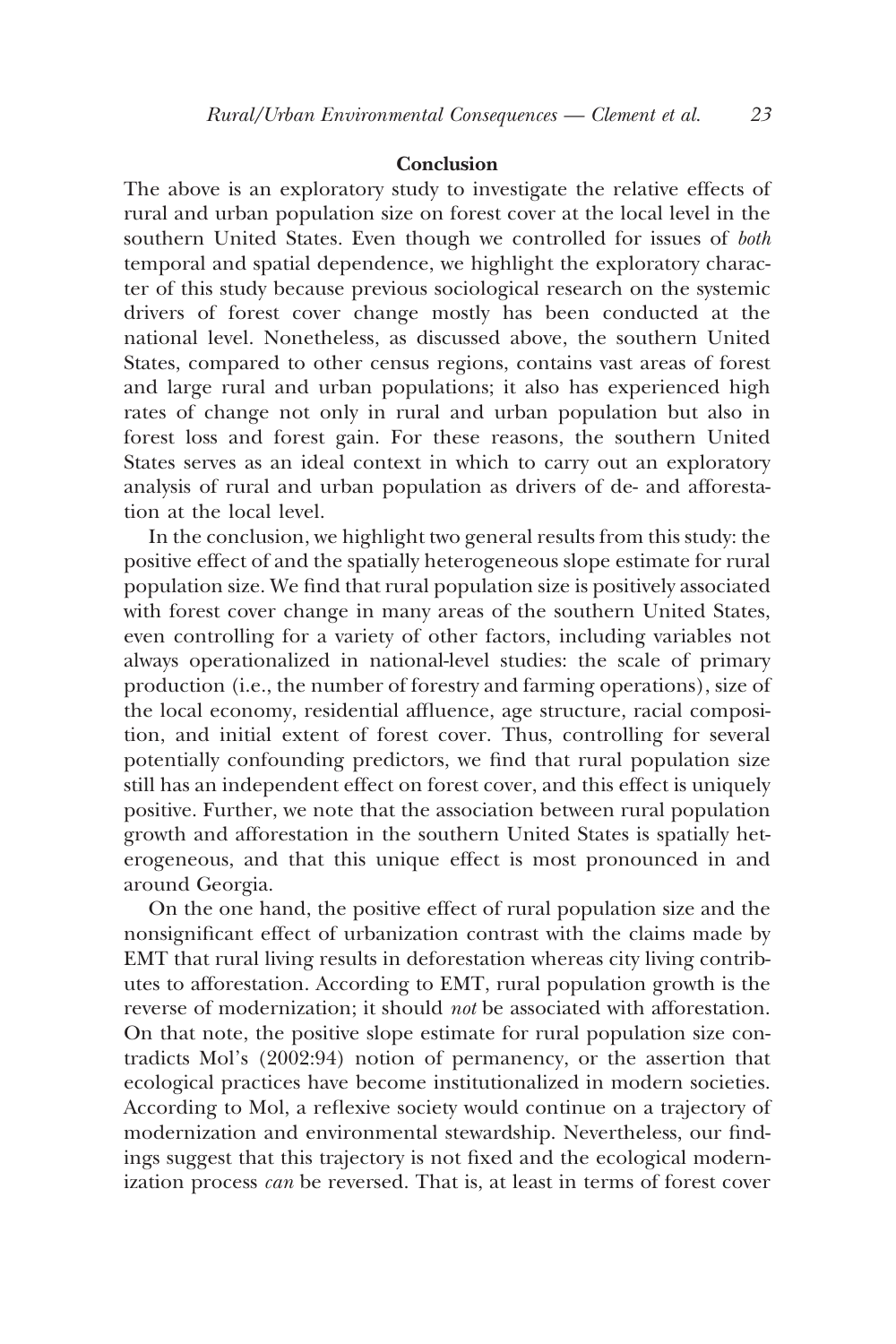## Conclusion

The above is an exploratory study to investigate the relative effects of rural and urban population size on forest cover at the local level in the southern United States. Even though we controlled for issues of *both* temporal and spatial dependence, we highlight the exploratory character of this study because previous sociological research on the systemic drivers of forest cover change mostly has been conducted at the national level. Nonetheless, as discussed above, the southern United States, compared to other census regions, contains vast areas of forest and large rural and urban populations; it also has experienced high rates of change not only in rural and urban population but also in forest loss and forest gain. For these reasons, the southern United States serves as an ideal context in which to carry out an exploratory analysis of rural and urban population as drivers of de- and afforestation at the local level.

In the conclusion, we highlight two general results from this study: the positive effect of and the spatially heterogeneous slope estimate for rural population size. We find that rural population size is positively associated with forest cover change in many areas of the southern United States, even controlling for a variety of other factors, including variables not always operationalized in national-level studies: the scale of primary production (i.e., the number of forestry and farming operations), size of the local economy, residential affluence, age structure, racial composition, and initial extent of forest cover. Thus, controlling for several potentially confounding predictors, we find that rural population size still has an independent effect on forest cover, and this effect is uniquely positive. Further, we note that the association between rural population growth and afforestation in the southern United States is spatially heterogeneous, and that this unique effect is most pronounced in and around Georgia.

On the one hand, the positive effect of rural population size and the nonsignificant effect of urbanization contrast with the claims made by EMT that rural living results in deforestation whereas city living contributes to afforestation. According to EMT, rural population growth is the reverse of modernization; it should *not* be associated with afforestation. On that note, the positive slope estimate for rural population size contradicts Mol's (2002:94) notion of permanency, or the assertion that ecological practices have become institutionalized in modern societies. According to Mol, a reflexive society would continue on a trajectory of modernization and environmental stewardship. Nevertheless, our findings suggest that this trajectory is not fixed and the ecological modernization process *can* be reversed. That is, at least in terms of forest cover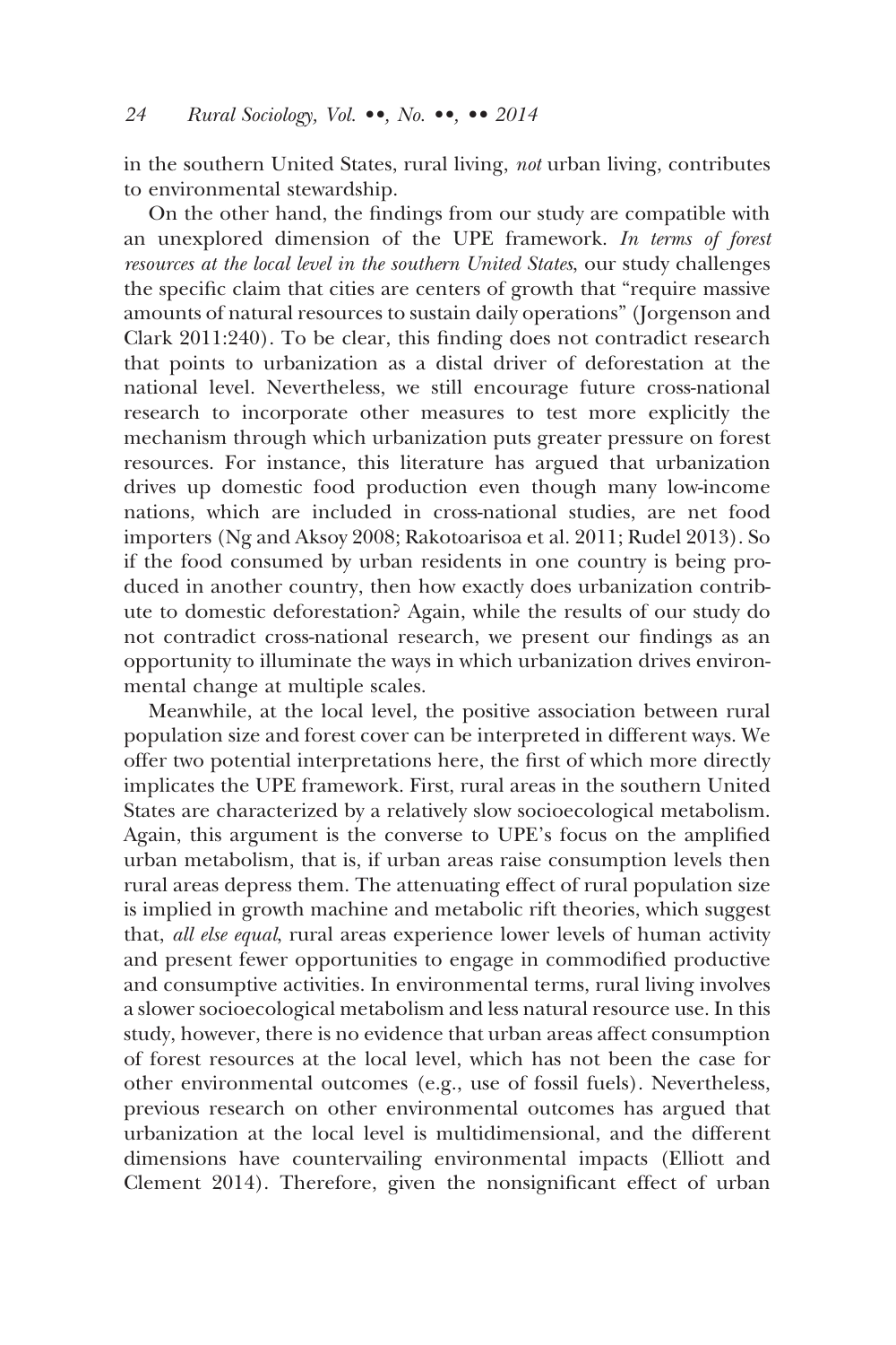in the southern United States, rural living, *not* urban living, contributes to environmental stewardship.

On the other hand, the findings from our study are compatible with an unexplored dimension of the UPE framework. *In terms of forest resources at the local level in the southern United States*, our study challenges the specific claim that cities are centers of growth that "require massive amounts of natural resources to sustain daily operations" (Jorgenson and Clark 2011:240). To be clear, this finding does not contradict research that points to urbanization as a distal driver of deforestation at the national level. Nevertheless, we still encourage future cross-national research to incorporate other measures to test more explicitly the mechanism through which urbanization puts greater pressure on forest resources. For instance, this literature has argued that urbanization drives up domestic food production even though many low-income nations, which are included in cross-national studies, are net food importers (Ng and Aksoy 2008; Rakotoarisoa et al. 2011; Rudel 2013). So if the food consumed by urban residents in one country is being produced in another country, then how exactly does urbanization contribute to domestic deforestation? Again, while the results of our study do not contradict cross-national research, we present our findings as an opportunity to illuminate the ways in which urbanization drives environmental change at multiple scales.

Meanwhile, at the local level, the positive association between rural population size and forest cover can be interpreted in different ways. We offer two potential interpretations here, the first of which more directly implicates the UPE framework. First, rural areas in the southern United States are characterized by a relatively slow socioecological metabolism. Again, this argument is the converse to UPE's focus on the amplified urban metabolism, that is, if urban areas raise consumption levels then rural areas depress them. The attenuating effect of rural population size is implied in growth machine and metabolic rift theories, which suggest that, *all else equal*, rural areas experience lower levels of human activity and present fewer opportunities to engage in commodified productive and consumptive activities. In environmental terms, rural living involves a slower socioecological metabolism and less natural resource use. In this study, however, there is no evidence that urban areas affect consumption of forest resources at the local level, which has not been the case for other environmental outcomes (e.g., use of fossil fuels). Nevertheless, previous research on other environmental outcomes has argued that urbanization at the local level is multidimensional, and the different dimensions have countervailing environmental impacts (Elliott and Clement 2014). Therefore, given the nonsignificant effect of urban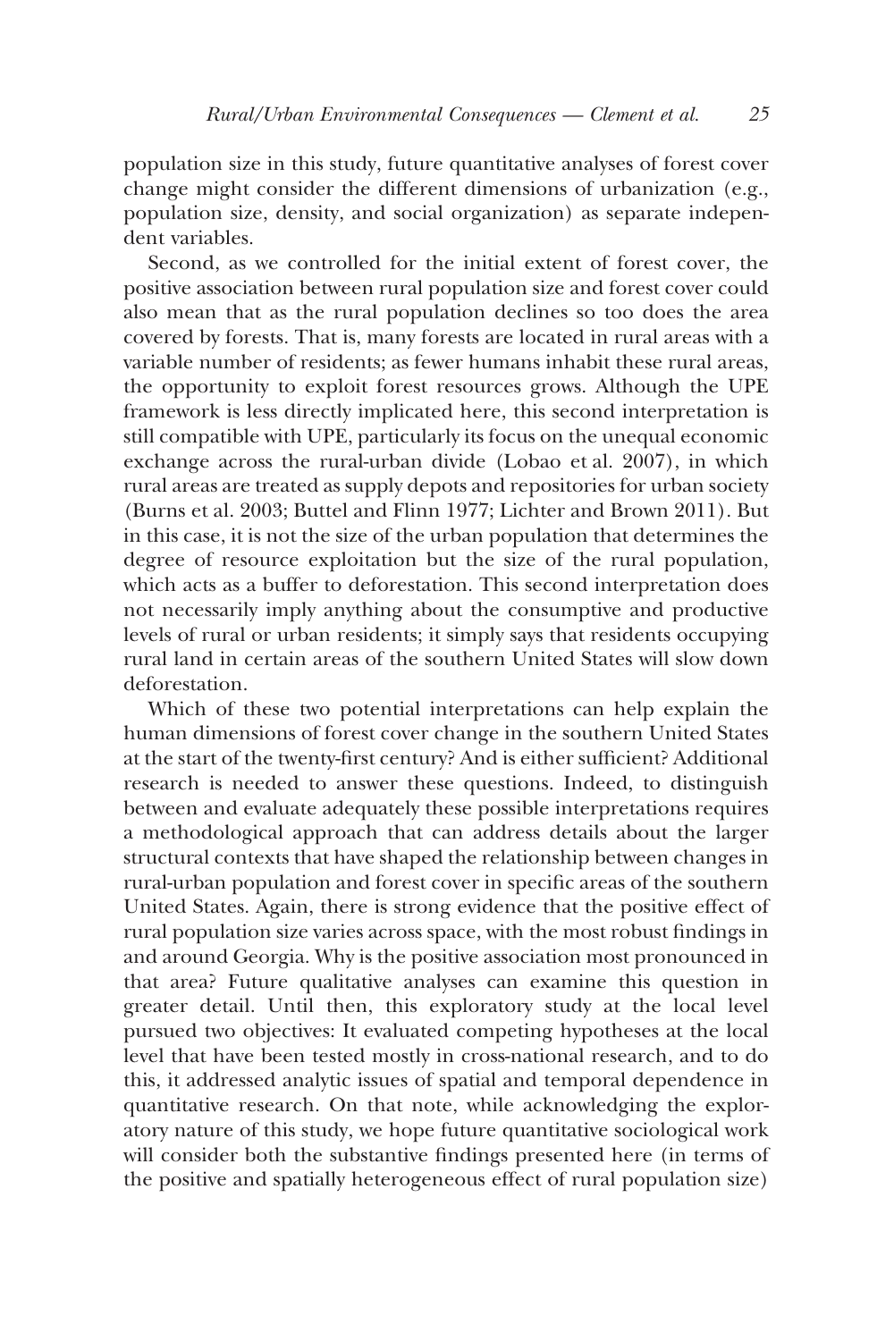population size in this study, future quantitative analyses of forest cover change might consider the different dimensions of urbanization (e.g., population size, density, and social organization) as separate independent variables.

Second, as we controlled for the initial extent of forest cover, the positive association between rural population size and forest cover could also mean that as the rural population declines so too does the area covered by forests. That is, many forests are located in rural areas with a variable number of residents; as fewer humans inhabit these rural areas, the opportunity to exploit forest resources grows. Although the UPE framework is less directly implicated here, this second interpretation is still compatible with UPE, particularly its focus on the unequal economic exchange across the rural-urban divide (Lobao et al. 2007), in which rural areas are treated as supply depots and repositories for urban society (Burns et al. 2003; Buttel and Flinn 1977; Lichter and Brown 2011). But in this case, it is not the size of the urban population that determines the degree of resource exploitation but the size of the rural population, which acts as a buffer to deforestation. This second interpretation does not necessarily imply anything about the consumptive and productive levels of rural or urban residents; it simply says that residents occupying rural land in certain areas of the southern United States will slow down deforestation.

Which of these two potential interpretations can help explain the human dimensions of forest cover change in the southern United States at the start of the twenty-first century? And is either sufficient? Additional research is needed to answer these questions. Indeed, to distinguish between and evaluate adequately these possible interpretations requires a methodological approach that can address details about the larger structural contexts that have shaped the relationship between changes in rural-urban population and forest cover in specific areas of the southern United States. Again, there is strong evidence that the positive effect of rural population size varies across space, with the most robust findings in and around Georgia. Why is the positive association most pronounced in that area? Future qualitative analyses can examine this question in greater detail. Until then, this exploratory study at the local level pursued two objectives: It evaluated competing hypotheses at the local level that have been tested mostly in cross-national research, and to do this, it addressed analytic issues of spatial and temporal dependence in quantitative research. On that note, while acknowledging the exploratory nature of this study, we hope future quantitative sociological work will consider both the substantive findings presented here (in terms of the positive and spatially heterogeneous effect of rural population size)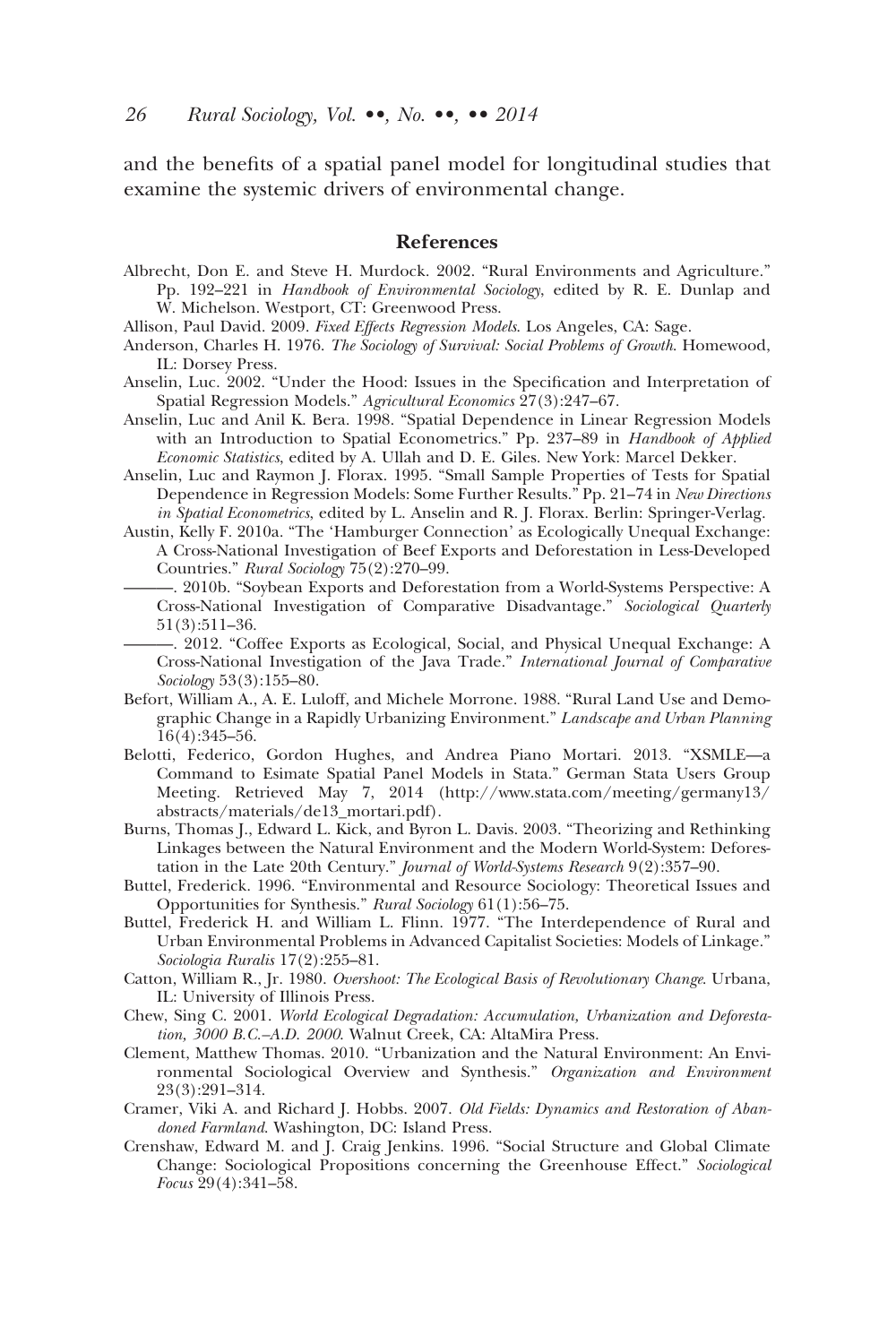and the benefits of a spatial panel model for longitudinal studies that examine the systemic drivers of environmental change.

## References

Albrecht, Don E. and Steve H. Murdock. 2002. "Rural Environments and Agriculture." Pp. 192–221 in *Handbook of Environmental Sociology*, edited by R. E. Dunlap and W. Michelson. Westport, CT: Greenwood Press.

Allison, Paul David. 2009. *Fixed Effects Regression Models*. Los Angeles, CA: Sage.

Anderson, Charles H. 1976. *The Sociology of Survival: Social Problems of Growth*. Homewood, IL: Dorsey Press.

Anselin, Luc. 2002. "Under the Hood: Issues in the Specification and Interpretation of Spatial Regression Models." *Agricultural Economics* 27(3):247–67.

Anselin, Luc and Anil K. Bera. 1998. "Spatial Dependence in Linear Regression Models with an Introduction to Spatial Econometrics." Pp. 237–89 in *Handbook of Applied Economic Statistics*, edited by A. Ullah and D. E. Giles. New York: Marcel Dekker.

Anselin, Luc and Raymon J. Florax. 1995. "Small Sample Properties of Tests for Spatial Dependence in Regression Models: Some Further Results." Pp. 21–74 in *New Directions in Spatial Econometrics*, edited by L. Anselin and R. J. Florax. Berlin: Springer-Verlag.

Austin, Kelly F. 2010a. "The 'Hamburger Connection' as Ecologically Unequal Exchange: A Cross-National Investigation of Beef Exports and Deforestation in Less-Developed Countries." *Rural Sociology* 75(2):270–99.

———. 2010b. "Soybean Exports and Deforestation from a World-Systems Perspective: A Cross-National Investigation of Comparative Disadvantage." *Sociological Quarterly* 51(3):511–36.

———. 2012. "Coffee Exports as Ecological, Social, and Physical Unequal Exchange: A Cross-National Investigation of the Java Trade." *International Journal of Comparative Sociology* 53(3):155–80.

Befort, William A., A. E. Luloff, and Michele Morrone. 1988. "Rural Land Use and Demographic Change in a Rapidly Urbanizing Environment." *Landscape and Urban Planning* 16(4):345–56.

Belotti, Federico, Gordon Hughes, and Andrea Piano Mortari. 2013. "XSMLE—a Command to Esimate Spatial Panel Models in Stata." German Stata Users Group Meeting. Retrieved May 7, 2014 (http://www.stata.com/meeting/germany13/abstracts/materials/de13_mortari.pdf).

Burns, Thomas J., Edward L. Kick, and Byron L. Davis. 2003. "Theorizing and Rethinking Linkages between the Natural Environment and the Modern World-System: Deforestation in the Late 20th Century." *Journal of World-Systems Research* 9(2):357–90.

Buttel, Frederick. 1996. "Environmental and Resource Sociology: Theoretical Issues and Opportunities for Synthesis." *Rural Sociology* 61(1):56–75.

Buttel, Frederick H. and William L. Flinn. 1977. "The Interdependence of Rural and Urban Environmental Problems in Advanced Capitalist Societies: Models of Linkage." *Sociologia Ruralis* 17(2):255–81.

Catton, William R., Jr. 1980. *Overshoot: The Ecological Basis of Revolutionary Change*. Urbana, IL: University of Illinois Press.

Chew, Sing C. 2001. *World Ecological Degradation: Accumulation, Urbanization and Deforestation, 3000 B.C.–A.D. 2000*. Walnut Creek, CA: AltaMira Press.

Clement, Matthew Thomas. 2010. "Urbanization and the Natural Environment: An Environmental Sociological Overview and Synthesis." *Organization and Environment* 23(3):291–314.

Cramer, Viki A. and Richard J. Hobbs. 2007. *Old Fields: Dynamics and Restoration of Abandoned Farmland*. Washington, DC: Island Press.

Crenshaw, Edward M. and J. Craig Jenkins. 1996. "Social Structure and Global Climate Change: Sociological Propositions concerning the Greenhouse Effect." *Sociological Focus* 29(4):341–58.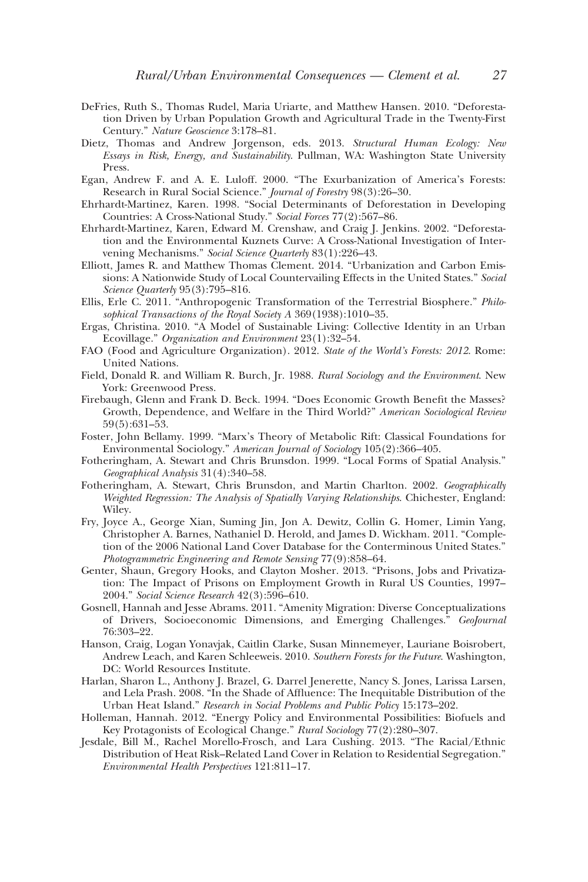DeFries, Ruth S., Thomas Rudel, Maria Uriarte, and Matthew Hansen. 2010. "Deforestation Driven by Urban Population Growth and Agricultural Trade in the Twenty-First Century." *Nature Geoscience* 3:178–81.

Dietz, Thomas and Andrew Jorgenson, eds. 2013. *Structural Human Ecology: New Essays in Risk, Energy, and Sustainability*. Pullman, WA: Washington State University Press.

Egan, Andrew F. and A. E. Luloff. 2000. "The Exurbanization of America's Forests: Research in Rural Social Science." *Journal of Forestry* 98(3):26–30.

Ehrhardt-Martinez, Karen. 1998. "Social Determinants of Deforestation in Developing Countries: A Cross-National Study." *Social Forces* 77(2):567–86.

Ehrhardt-Martinez, Karen, Edward M. Crenshaw, and Craig J. Jenkins. 2002. "Deforestation and the Environmental Kuznets Curve: A Cross-National Investigation of Intervening Mechanisms." *Social Science Quarterly* 83(1):226–43.

Elliott, James R. and Matthew Thomas Clement. 2014. "Urbanization and Carbon Emissions: A Nationwide Study of Local Countervailing Effects in the United States." *Social Science Quarterly* 95(3):795–816.

Ellis, Erle C. 2011. "Anthropogenic Transformation of the Terrestrial Biosphere." *Philosophical Transactions of the Royal Society A* 369(1938):1010–35.

Ergas, Christina. 2010. "A Model of Sustainable Living: Collective Identity in an Urban Ecovillage." *Organization and Environment* 23(1):32–54.

FAO (Food and Agriculture Organization). 2012. *State of the World's Forests: 2012*. Rome: United Nations.

Field, Donald R. and William R. Burch, Jr. 1988. *Rural Sociology and the Environment*. New York: Greenwood Press.

Firebaugh, Glenn and Frank D. Beck. 1994. "Does Economic Growth Benefit the Masses? Growth, Dependence, and Welfare in the Third World?" *American Sociological Review* 59(5):631–53.

Foster, John Bellamy. 1999. "Marx's Theory of Metabolic Rift: Classical Foundations for Environmental Sociology." *American Journal of Sociology* 105(2):366–405.

Fotheringham, A. Stewart and Chris Brunsdon. 1999. "Local Forms of Spatial Analysis." *Geographical Analysis* 31(4):340–58.

Fotheringham, A. Stewart, Chris Brunsdon, and Martin Charlton. 2002. *Geographically Weighted Regression: The Analysis of Spatially Varying Relationships*. Chichester, England: Wiley.

Fry, Joyce A., George Xian, Suming Jin, Jon A. Dewitz, Collin G. Homer, Limin Yang, Christopher A. Barnes, Nathaniel D. Herold, and James D. Wickham. 2011. "Completion of the 2006 National Land Cover Database for the Conterminous United States." *Photogrammetric Engineering and Remote Sensing* 77(9):858–64.

Genter, Shaun, Gregory Hooks, and Clayton Mosher. 2013. "Prisons, Jobs and Privatization: The Impact of Prisons on Employment Growth in Rural US Counties, 1997–2004." *Social Science Research* 42(3):596–610.

Gosnell, Hannah and Jesse Abrams. 2011. "Amenity Migration: Diverse Conceptualizations of Drivers, Socioeconomic Dimensions, and Emerging Challenges." *GeoJournal* 76:303–22.

Hanson, Craig, Logan Yonavjak, Caitlin Clarke, Susan Minnemeyer, Lauriane Boisrobert, Andrew Leach, and Karen Schleeweis. 2010. *Southern Forests for the Future*. Washington, DC: World Resources Institute.

Harlan, Sharon L., Anthony J. Brazel, G. Darrel Jenerette, Nancy S. Jones, Larissa Larsen, and Lela Prash. 2008. "In the Shade of Affluence: The Inequitable Distribution of the Urban Heat Island." *Research in Social Problems and Public Policy* 15:173–202.

Holleman, Hannah. 2012. "Energy Policy and Environmental Possibilities: Biofuels and Key Protagonists of Ecological Change." *Rural Sociology* 77(2):280–307.

Jesdale, Bill M., Rachel Morello-Frosch, and Lara Cushing. 2013. "The Racial/Ethnic Distribution of Heat Risk–Related Land Cover in Relation to Residential Segregation." *Environmental Health Perspectives* 121:811–17.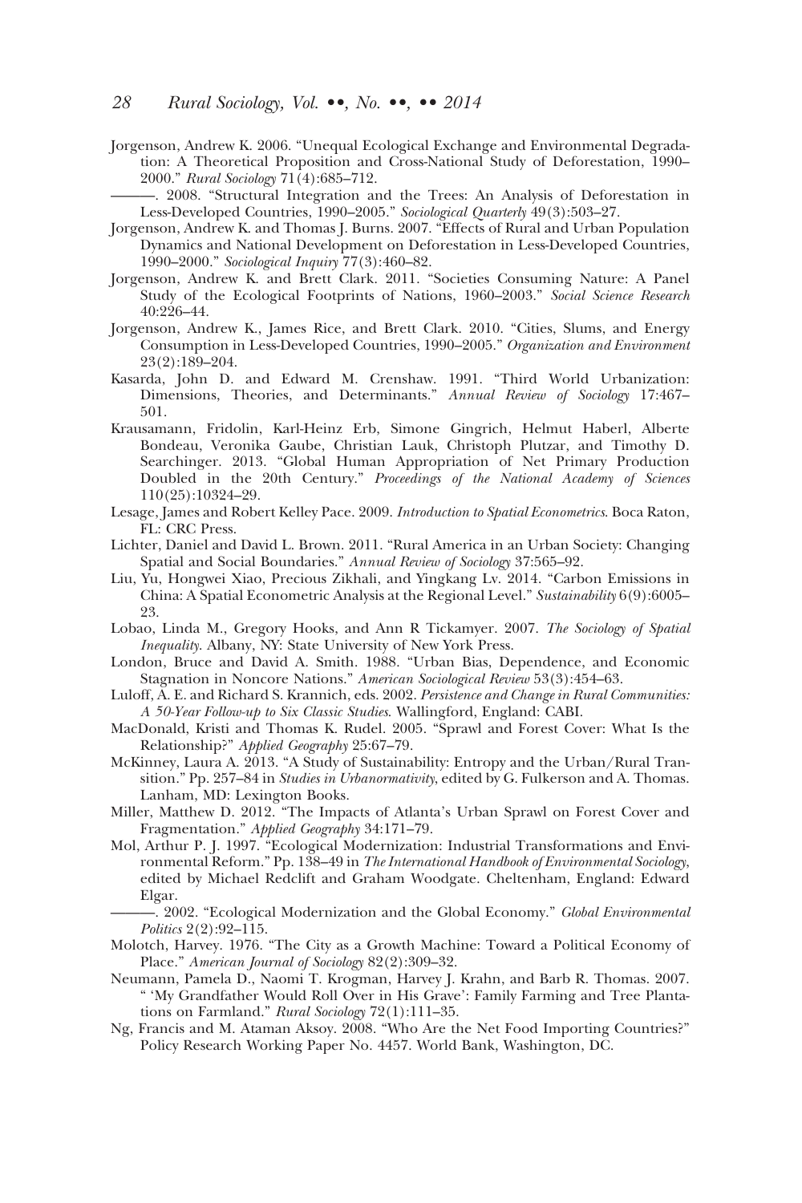Jorgenson, Andrew K. 2006. "Unequal Ecological Exchange and Environmental Degradation: A Theoretical Proposition and Cross-National Study of Deforestation, 1990–2000." *Rural Sociology* 71(4):685–712.

———. 2008. "Structural Integration and the Trees: An Analysis of Deforestation in Less-Developed Countries, 1990–2005." *Sociological Quarterly* 49(3):503–27.

Jorgenson, Andrew K. and Thomas J. Burns. 2007. "Effects of Rural and Urban Population Dynamics and National Development on Deforestation in Less-Developed Countries, 1990–2000." *Sociological Inquiry* 77(3):460–82.

Jorgenson, Andrew K. and Brett Clark. 2011. "Societies Consuming Nature: A Panel Study of the Ecological Footprints of Nations, 1960–2003." *Social Science Research* 40:226–44.

Jorgenson, Andrew K., James Rice, and Brett Clark. 2010. "Cities, Slums, and Energy Consumption in Less-Developed Countries, 1990–2005." *Organization and Environment* 23(2):189–204.

Kasarda, John D. and Edward M. Crenshaw. 1991. "Third World Urbanization: Dimensions, Theories, and Determinants." *Annual Review of Sociology* 17:467–501.

Krausamann, Fridolin, Karl-Heinz Erb, Simone Gingrich, Helmut Haberl, Alberte Bondeau, Veronika Gaube, Christian Lauk, Christoph Plutzar, and Timothy D. Searchinger. 2013. "Global Human Appropriation of Net Primary Production Doubled in the 20th Century." *Proceedings of the National Academy of Sciences* 110(25):10324–29.

Lesage, James and Robert Kelley Pace. 2009. *Introduction to Spatial Econometrics*. Boca Raton, FL: CRC Press.

Lichter, Daniel and David L. Brown. 2011. "Rural America in an Urban Society: Changing Spatial and Social Boundaries." *Annual Review of Sociology* 37:565–92.

Liu, Yu, Hongwei Xiao, Precious Zikhali, and Yingkang Lv. 2014. "Carbon Emissions in China: A Spatial Econometric Analysis at the Regional Level." *Sustainability* 6(9):6005–23.

Lobao, Linda M., Gregory Hooks, and Ann R Tickamyer. 2007. *The Sociology of Spatial Inequality*. Albany, NY: State University of New York Press.

London, Bruce and David A. Smith. 1988. "Urban Bias, Dependence, and Economic Stagnation in Noncore Nations." *American Sociological Review* 53(3):454–63.

Luloff, A. E. and Richard S. Krannich, eds. 2002. *Persistence and Change in Rural Communities: A 50-Year Follow-up to Six Classic Studies*. Wallingford, England: CABI.

MacDonald, Kristi and Thomas K. Rudel. 2005. "Sprawl and Forest Cover: What Is the Relationship?" *Applied Geography* 25:67–79.

McKinney, Laura A. 2013. "A Study of Sustainability: Entropy and the Urban/Rural Transition." Pp. 257–84 in *Studies in Urbanormativity*, edited by G. Fulkerson and A. Thomas. Lanham, MD: Lexington Books.

Miller, Matthew D. 2012. "The Impacts of Atlanta's Urban Sprawl on Forest Cover and Fragmentation." *Applied Geography* 34:171–79.

Mol, Arthur P. J. 1997. "Ecological Modernization: Industrial Transformations and Environmental Reform." Pp. 138–49 in *The International Handbook of Environmental Sociology*, edited by Michael Redclift and Graham Woodgate. Cheltenham, England: Edward Elgar.

———. 2002. "Ecological Modernization and the Global Economy." *Global Environmental Politics* 2(2):92–115.

Molotch, Harvey. 1976. "The City as a Growth Machine: Toward a Political Economy of Place." *American Journal of Sociology* 82(2):309–32.

Neumann, Pamela D., Naomi T. Krogman, Harvey J. Krahn, and Barb R. Thomas. 2007. " 'My Grandfather Would Roll Over in His Grave': Family Farming and Tree Plantations on Farmland." *Rural Sociology* 72(1):111–35.

Ng, Francis and M. Ataman Aksoy. 2008. "Who Are the Net Food Importing Countries?" Policy Research Working Paper No. 4457. World Bank, Washington, DC.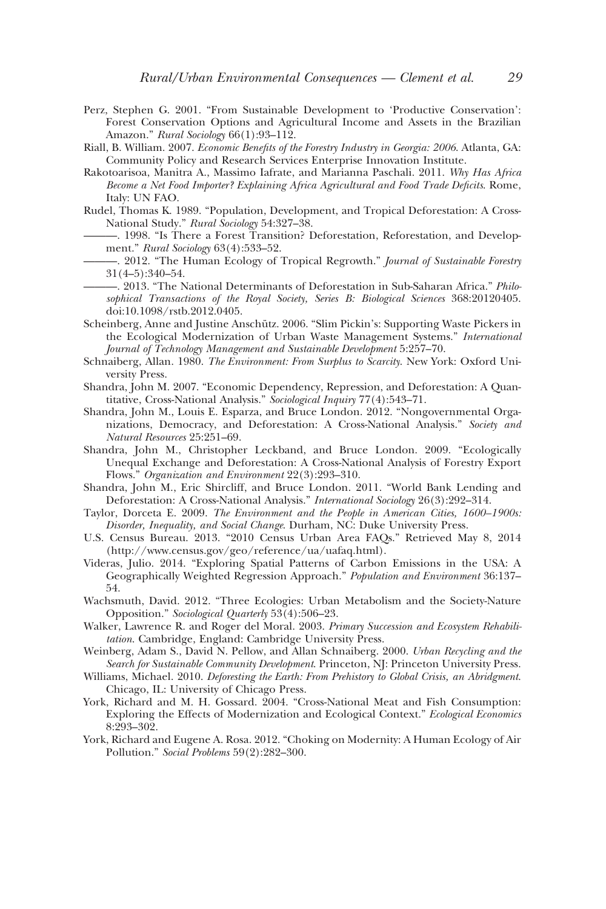Perz, Stephen G. 2001. "From Sustainable Development to 'Productive Conservation': Forest Conservation Options and Agricultural Income and Assets in the Brazilian Amazon." *Rural Sociology* 66(1):93–112.

Riall, B. William. 2007. *Economic Benefits of the Forestry Industry in Georgia: 2006*. Atlanta, GA: Community Policy and Research Services Enterprise Innovation Institute.

Rakotoarisoa, Manitra A., Massimo Iafrate, and Marianna Paschali. 2011. *Why Has Africa Become a Net Food Importer? Explaining Africa Agricultural and Food Trade Deficits*. Rome, Italy: UN FAO.

Rudel, Thomas K. 1989. "Population, Development, and Tropical Deforestation: A Cross-National Study." *Rural Sociology* 54:327–38.

———. 1998. "Is There a Forest Transition? Deforestation, Reforestation, and Development." *Rural Sociology* 63(4):533–52.

———. 2012. "The Human Ecology of Tropical Regrowth." *Journal of Sustainable Forestry* 31(4–5):340–54.

———. 2013. "The National Determinants of Deforestation in Sub-Saharan Africa." *Philosophical Transactions of the Royal Society, Series B: Biological Sciences* 368:20120405. doi:10.1098/rstb.2012.0405.

Scheinberg, Anne and Justine Anschütz. 2006. "Slim Pickin's: Supporting Waste Pickers in the Ecological Modernization of Urban Waste Management Systems." *International Journal of Technology Management and Sustainable Development* 5:257–70.

Schnaiberg, Allan. 1980. *The Environment: From Surplus to Scarcity*. New York: Oxford University Press.

Shandra, John M. 2007. "Economic Dependency, Repression, and Deforestation: A Quantitative, Cross-National Analysis." *Sociological Inquiry* 77(4):543–71.

Shandra, John M., Louis E. Esparza, and Bruce London. 2012. "Nongovernmental Organizations, Democracy, and Deforestation: A Cross-National Analysis." *Society and Natural Resources* 25:251–69.

Shandra, John M., Christopher Leckband, and Bruce London. 2009. "Ecologically Unequal Exchange and Deforestation: A Cross-National Analysis of Forestry Export Flows." *Organization and Environment* 22(3):293–310.

Shandra, John M., Eric Shircliff, and Bruce London. 2011. "World Bank Lending and Deforestation: A Cross-National Analysis." *International Sociology* 26(3):292–314.

Taylor, Dorceta E. 2009. *The Environment and the People in American Cities, 1600–1900s: Disorder, Inequality, and Social Change*. Durham, NC: Duke University Press.

U.S. Census Bureau. 2013. "2010 Census Urban Area FAQs." Retrieved May 8, 2014 (http://www.census.gov/geo/reference/ua/uafaq.html).

Videras, Julio. 2014. "Exploring Spatial Patterns of Carbon Emissions in the USA: A Geographically Weighted Regression Approach." *Population and Environment* 36:137–54.

Wachsmuth, David. 2012. "Three Ecologies: Urban Metabolism and the Society-Nature Opposition." *Sociological Quarterly* 53(4):506–23.

Walker, Lawrence R. and Roger del Moral. 2003. *Primary Succession and Ecosystem Rehabilitation*. Cambridge, England: Cambridge University Press.

Weinberg, Adam S., David N. Pellow, and Allan Schnaiberg. 2000. *Urban Recycling and the Search for Sustainable Community Development*. Princeton, NJ: Princeton University Press.

Williams, Michael. 2010. *Deforesting the Earth: From Prehistory to Global Crisis, an Abridgment*. Chicago, IL: University of Chicago Press.

York, Richard and M. H. Gossard. 2004. "Cross-National Meat and Fish Consumption: Exploring the Effects of Modernization and Ecological Context." *Ecological Economics* 8:293–302.

York, Richard and Eugene A. Rosa. 2012. "Choking on Modernity: A Human Ecology of Air Pollution." *Social Problems* 59(2):282–300.